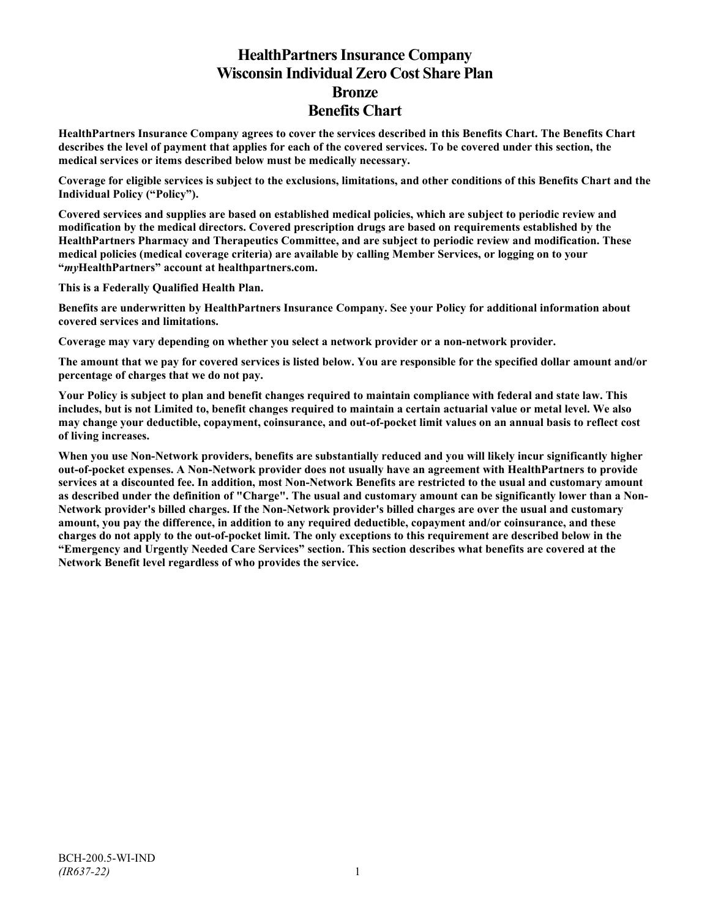# HealthPartners Insurance Company
# Wisconsin Individual Zero Cost Share Plan
# Bronze
# Benefits Chart

**HealthPartners Insurance Company agrees to cover the services described in this Benefits Chart. The Benefits Chart describes the level of payment that applies for each of the covered services. To be covered under this section, the medical services or items described below must be medically necessary.**

**Coverage for eligible services is subject to the exclusions, limitations, and other conditions of this Benefits Chart and the Individual Policy ("Policy").**

**Covered services and supplies are based on established medical policies, which are subject to periodic review and modification by the medical directors. Covered prescription drugs are based on requirements established by the HealthPartners Pharmacy and Therapeutics Committee, and are subject to periodic review and modification. These medical policies (medical coverage criteria) are available by calling Member Services, or logging on to your "*my*HealthPartners" account at healthpartners.com.**

**This is a Federally Qualified Health Plan.**

**Benefits are underwritten by HealthPartners Insurance Company. See your Policy for additional information about covered services and limitations.**

**Coverage may vary depending on whether you select a network provider or a non-network provider.**

**The amount that we pay for covered services is listed below. You are responsible for the specified dollar amount and/or percentage of charges that we do not pay.**

**Your Policy is subject to plan and benefit changes required to maintain compliance with federal and state law. This includes, but is not Limited to, benefit changes required to maintain a certain actuarial value or metal level. We also may change your deductible, copayment, coinsurance, and out-of-pocket limit values on an annual basis to reflect cost of living increases.**

**When you use Non-Network providers, benefits are substantially reduced and you will likely incur significantly higher out-of-pocket expenses. A Non-Network provider does not usually have an agreement with HealthPartners to provide services at a discounted fee. In addition, most Non-Network Benefits are restricted to the usual and customary amount as described under the definition of "Charge". The usual and customary amount can be significantly lower than a Non-Network provider's billed charges. If the Non-Network provider's billed charges are over the usual and customary amount, you pay the difference, in addition to any required deductible, copayment and/or coinsurance, and these charges do not apply to the out-of-pocket limit. The only exceptions to this requirement are described below in the "Emergency and Urgently Needed Care Services" section. This section describes what benefits are covered at the Network Benefit level regardless of who provides the service.**

BCH-200.5-WI-IND
*(IR637-22)*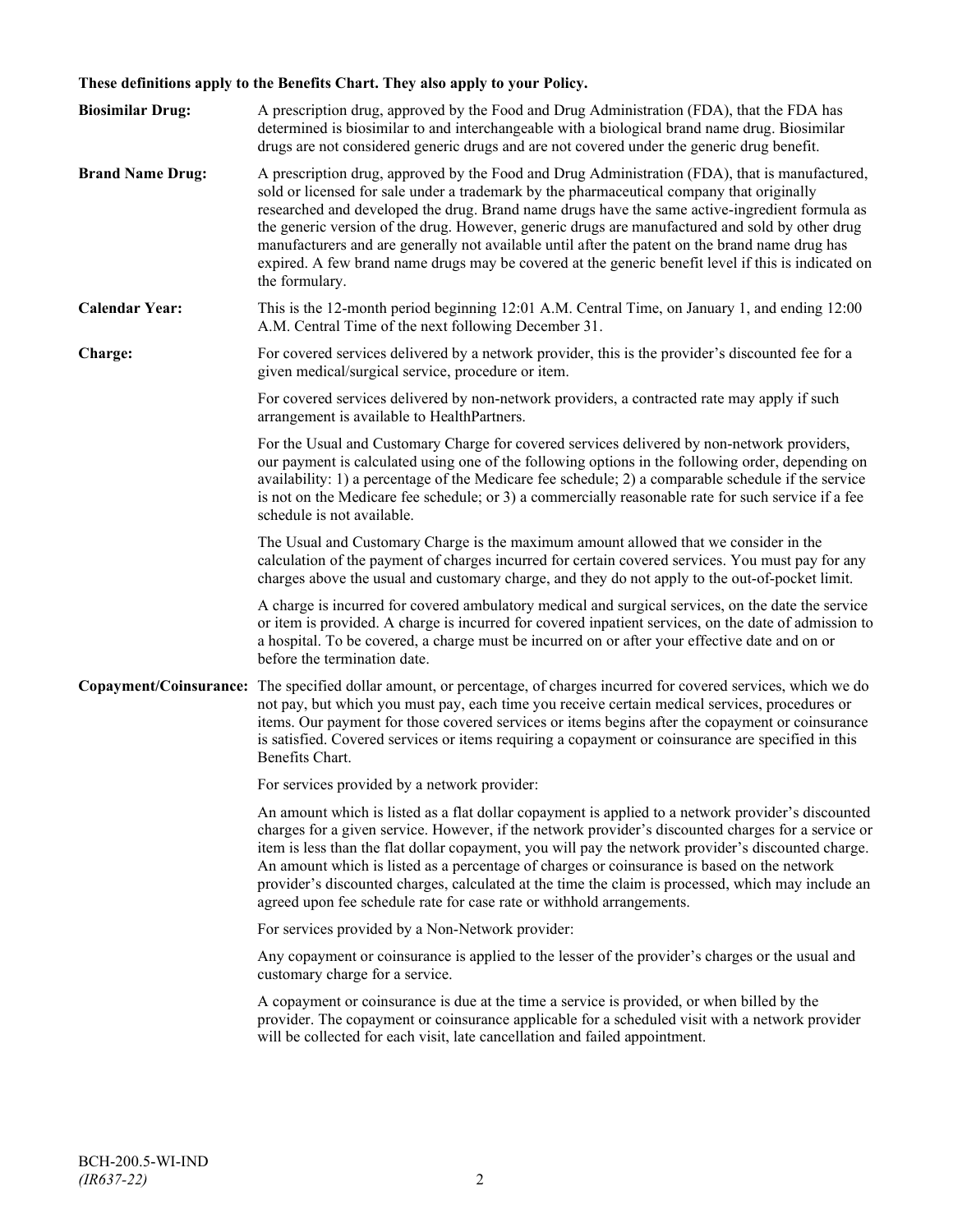**These definitions apply to the Benefits Chart. They also apply to your Policy.**

**Biosimilar Drug:** A prescription drug, approved by the Food and Drug Administration (FDA), that the FDA has determined is biosimilar to and interchangeable with a biological brand name drug. Biosimilar drugs are not considered generic drugs and are not covered under the generic drug benefit.

**Brand Name Drug:** A prescription drug, approved by the Food and Drug Administration (FDA), that is manufactured, sold or licensed for sale under a trademark by the pharmaceutical company that originally researched and developed the drug. Brand name drugs have the same active-ingredient formula as the generic version of the drug. However, generic drugs are manufactured and sold by other drug manufacturers and are generally not available until after the patent on the brand name drug has expired. A few brand name drugs may be covered at the generic benefit level if this is indicated on the formulary.

**Calendar Year:** This is the 12-month period beginning 12:01 A.M. Central Time, on January 1, and ending 12:00 A.M. Central Time of the next following December 31.

**Charge:** For covered services delivered by a network provider, this is the provider's discounted fee for a given medical/surgical service, procedure or item.

For covered services delivered by non-network providers, a contracted rate may apply if such arrangement is available to HealthPartners.

For the Usual and Customary Charge for covered services delivered by non-network providers, our payment is calculated using one of the following options in the following order, depending on availability: 1) a percentage of the Medicare fee schedule; 2) a comparable schedule if the service is not on the Medicare fee schedule; or 3) a commercially reasonable rate for such service if a fee schedule is not available.

The Usual and Customary Charge is the maximum amount allowed that we consider in the calculation of the payment of charges incurred for certain covered services. You must pay for any charges above the usual and customary charge, and they do not apply to the out-of-pocket limit.

A charge is incurred for covered ambulatory medical and surgical services, on the date the service or item is provided. A charge is incurred for covered inpatient services, on the date of admission to a hospital. To be covered, a charge must be incurred on or after your effective date and on or before the termination date.

**Copayment/Coinsurance:** The specified dollar amount, or percentage, of charges incurred for covered services, which we do not pay, but which you must pay, each time you receive certain medical services, procedures or items. Our payment for those covered services or items begins after the copayment or coinsurance is satisfied. Covered services or items requiring a copayment or coinsurance are specified in this Benefits Chart.

For services provided by a network provider:

An amount which is listed as a flat dollar copayment is applied to a network provider's discounted charges for a given service. However, if the network provider's discounted charges for a service or item is less than the flat dollar copayment, you will pay the network provider's discounted charge. An amount which is listed as a percentage of charges or coinsurance is based on the network provider's discounted charges, calculated at the time the claim is processed, which may include an agreed upon fee schedule rate for case rate or withhold arrangements.

For services provided by a Non-Network provider:

Any copayment or coinsurance is applied to the lesser of the provider's charges or the usual and customary charge for a service.

A copayment or coinsurance is due at the time a service is provided, or when billed by the provider. The copayment or coinsurance applicable for a scheduled visit with a network provider will be collected for each visit, late cancellation and failed appointment.

BCH-200.5-WI-IND
*(IR637-22)*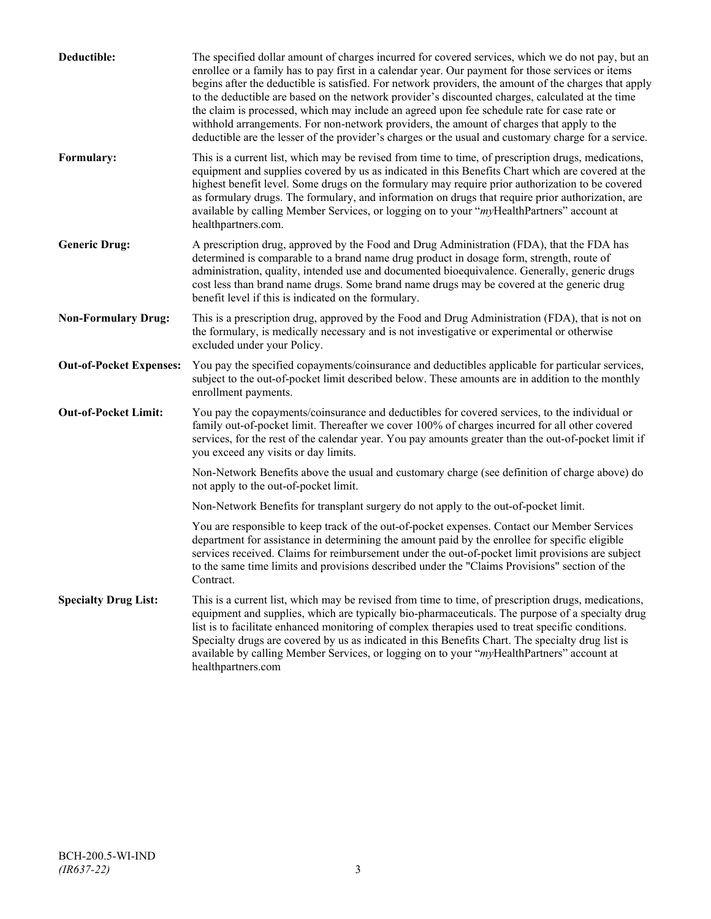**Deductible:** The specified dollar amount of charges incurred for covered services, which we do not pay, but an enrollee or a family has to pay first in a calendar year. Our payment for those services or items begins after the deductible is satisfied. For network providers, the amount of the charges that apply to the deductible are based on the network provider's discounted charges, calculated at the time the claim is processed, which may include an agreed upon fee schedule rate for case rate or withhold arrangements. For non-network providers, the amount of charges that apply to the deductible are the lesser of the provider's charges or the usual and customary charge for a service.

**Formulary:** This is a current list, which may be revised from time to time, of prescription drugs, medications, equipment and supplies covered by us as indicated in this Benefits Chart which are covered at the highest benefit level. Some drugs on the formulary may require prior authorization to be covered as formulary drugs. The formulary, and information on drugs that require prior authorization, are available by calling Member Services, or logging on to your "*my*HealthPartners" account at healthpartners.com.

**Generic Drug:** A prescription drug, approved by the Food and Drug Administration (FDA), that the FDA has determined is comparable to a brand name drug product in dosage form, strength, route of administration, quality, intended use and documented bioequivalence. Generally, generic drugs cost less than brand name drugs. Some brand name drugs may be covered at the generic drug benefit level if this is indicated on the formulary.

**Non-Formulary Drug:** This is a prescription drug, approved by the Food and Drug Administration (FDA), that is not on the formulary, is medically necessary and is not investigative or experimental or otherwise excluded under your Policy.

**Out-of-Pocket Expenses:** You pay the specified copayments/coinsurance and deductibles applicable for particular services, subject to the out-of-pocket limit described below. These amounts are in addition to the monthly enrollment payments.

**Out-of-Pocket Limit:** You pay the copayments/coinsurance and deductibles for covered services, to the individual or family out-of-pocket limit. Thereafter we cover 100% of charges incurred for all other covered services, for the rest of the calendar year. You pay amounts greater than the out-of-pocket limit if you exceed any visits or day limits.

Non-Network Benefits above the usual and customary charge (see definition of charge above) do not apply to the out-of-pocket limit.

Non-Network Benefits for transplant surgery do not apply to the out-of-pocket limit.

You are responsible to keep track of the out-of-pocket expenses. Contact our Member Services department for assistance in determining the amount paid by the enrollee for specific eligible services received. Claims for reimbursement under the out-of-pocket limit provisions are subject to the same time limits and provisions described under the "Claims Provisions" section of the Contract.

**Specialty Drug List:** This is a current list, which may be revised from time to time, of prescription drugs, medications, equipment and supplies, which are typically bio-pharmaceuticals. The purpose of a specialty drug list is to facilitate enhanced monitoring of complex therapies used to treat specific conditions. Specialty drugs are covered by us as indicated in this Benefits Chart. The specialty drug list is available by calling Member Services, or logging on to your "*my*HealthPartners" account at healthpartners.com

BCH-200.5-WI-IND
*(IR637-22)*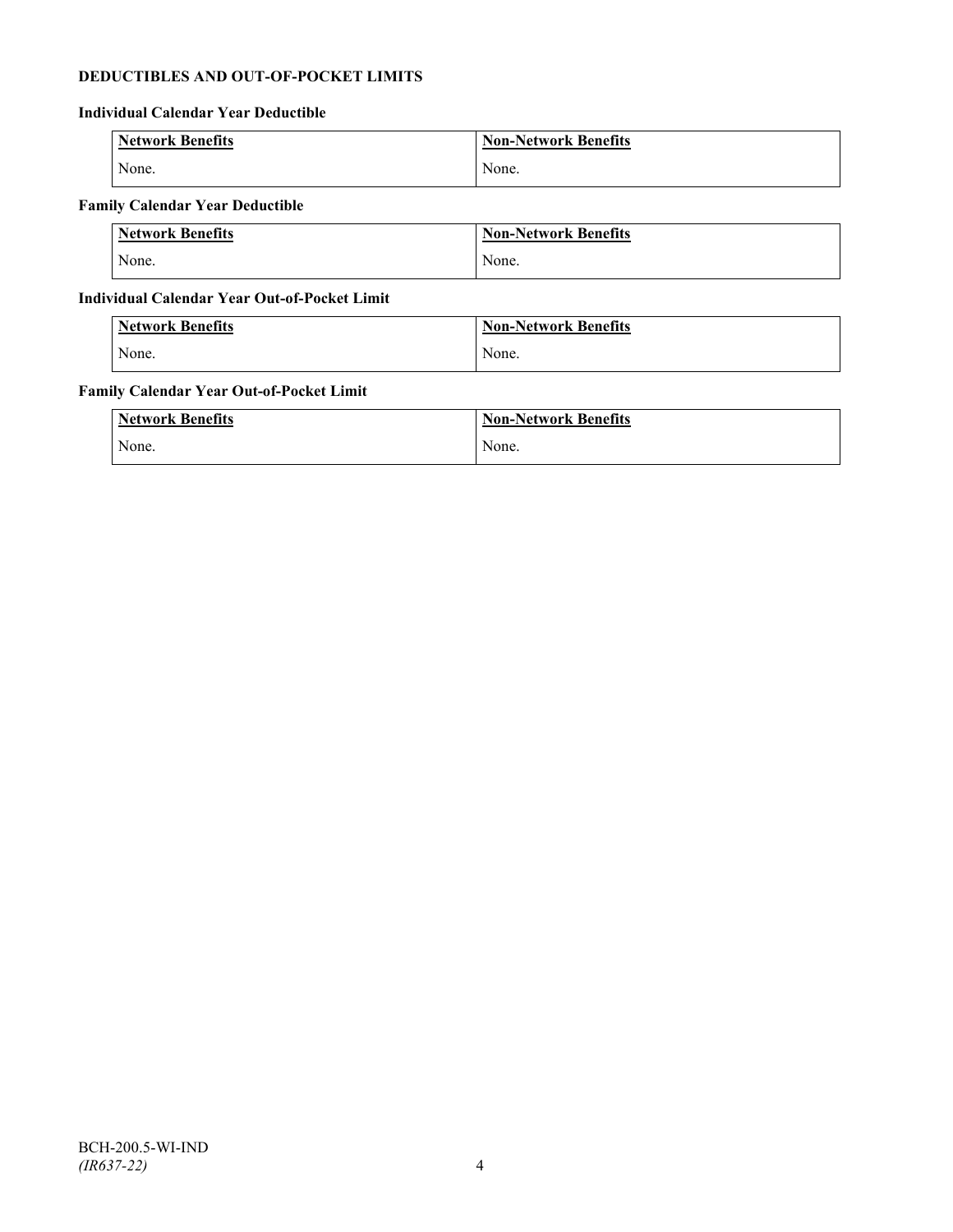## DEDUCTIBLES AND OUT-OF-POCKET LIMITS

### Individual Calendar Year Deductible

| Network Benefits | Non-Network Benefits |
| --- | --- |
| None. | None. |

### Family Calendar Year Deductible

| Network Benefits | Non-Network Benefits |
| --- | --- |
| None. | None. |

### Individual Calendar Year Out-of-Pocket Limit

| Network Benefits | Non-Network Benefits |
| --- | --- |
| None. | None. |

### Family Calendar Year Out-of-Pocket Limit

| Network Benefits | Non-Network Benefits |
| --- | --- |
| None. | None. |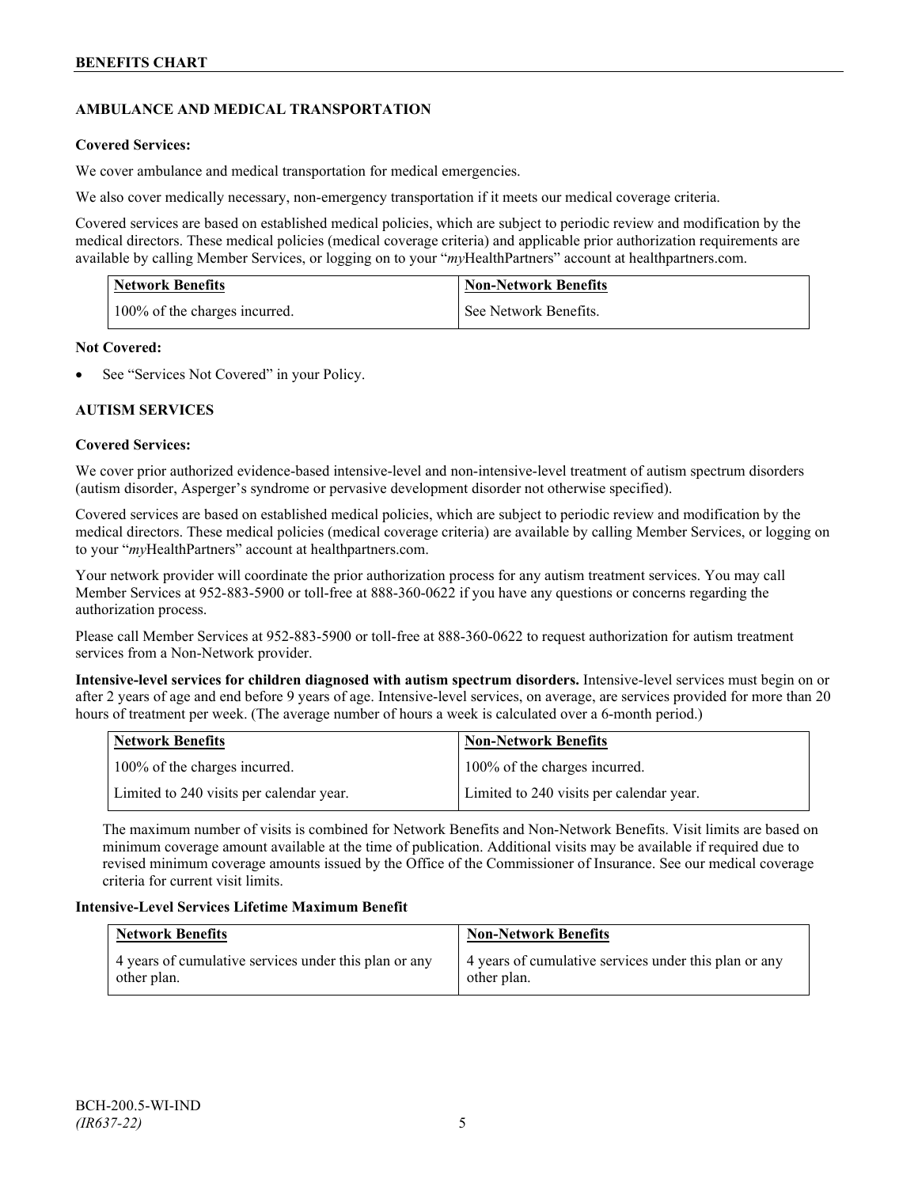## AMBULANCE AND MEDICAL TRANSPORTATION

**Covered Services:**

We cover ambulance and medical transportation for medical emergencies.

We also cover medically necessary, non-emergency transportation if it meets our medical coverage criteria.

Covered services are based on established medical policies, which are subject to periodic review and modification by the medical directors. These medical policies (medical coverage criteria) and applicable prior authorization requirements are available by calling Member Services, or logging on to your "*my*HealthPartners" account at healthpartners.com.

| Network Benefits | Non-Network Benefits |
|---|---|
| 100% of the charges incurred. | See Network Benefits. |

**Not Covered:**

- See "Services Not Covered" in your Policy.

## AUTISM SERVICES

**Covered Services:**

We cover prior authorized evidence-based intensive-level and non-intensive-level treatment of autism spectrum disorders (autism disorder, Asperger's syndrome or pervasive development disorder not otherwise specified).

Covered services are based on established medical policies, which are subject to periodic review and modification by the medical directors. These medical policies (medical coverage criteria) are available by calling Member Services, or logging on to your "*my*HealthPartners" account at healthpartners.com.

Your network provider will coordinate the prior authorization process for any autism treatment services. You may call Member Services at 952-883-5900 or toll-free at 888-360-0622 if you have any questions or concerns regarding the authorization process.

Please call Member Services at 952-883-5900 or toll-free at 888-360-0622 to request authorization for autism treatment services from a Non-Network provider.

**Intensive-level services for children diagnosed with autism spectrum disorders.** Intensive-level services must begin on or after 2 years of age and end before 9 years of age. Intensive-level services, on average, are services provided for more than 20 hours of treatment per week. (The average number of hours a week is calculated over a 6-month period.)

| Network Benefits | Non-Network Benefits |
|---|---|
| 100% of the charges incurred. | 100% of the charges incurred. |
| Limited to 240 visits per calendar year. | Limited to 240 visits per calendar year. |

The maximum number of visits is combined for Network Benefits and Non-Network Benefits. Visit limits are based on minimum coverage amount available at the time of publication. Additional visits may be available if required due to revised minimum coverage amounts issued by the Office of the Commissioner of Insurance. See our medical coverage criteria for current visit limits.

**Intensive-Level Services Lifetime Maximum Benefit**

| Network Benefits | Non-Network Benefits |
|---|---|
| 4 years of cumulative services under this plan or any other plan. | 4 years of cumulative services under this plan or any other plan. |

BCH-200.5-WI-IND
*(IR637-22)*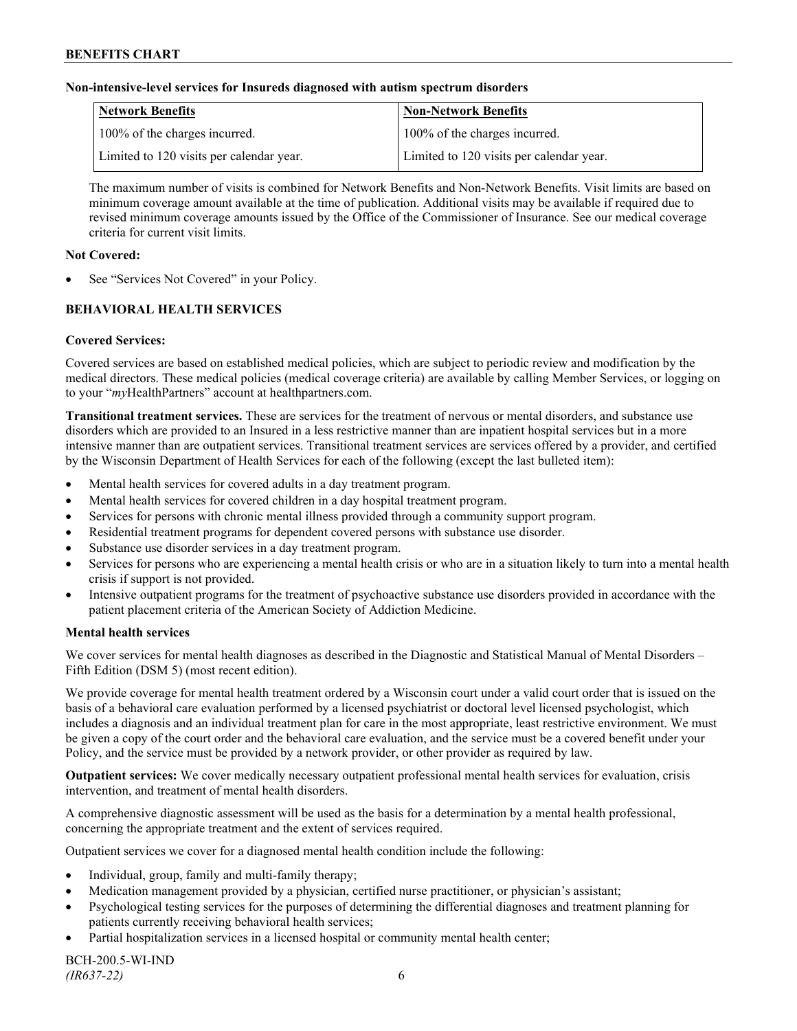**Non-intensive-level services for Insureds diagnosed with autism spectrum disorders**

| Network Benefits | Non-Network Benefits |
|---|---|
| 100% of the charges incurred. | 100% of the charges incurred. |
| Limited to 120 visits per calendar year. | Limited to 120 visits per calendar year. |

The maximum number of visits is combined for Network Benefits and Non-Network Benefits. Visit limits are based on minimum coverage amount available at the time of publication. Additional visits may be available if required due to revised minimum coverage amounts issued by the Office of the Commissioner of Insurance. See our medical coverage criteria for current visit limits.

**Not Covered:**

- See "Services Not Covered" in your Policy.

**BEHAVIORAL HEALTH SERVICES**

**Covered Services:**

Covered services are based on established medical policies, which are subject to periodic review and modification by the medical directors. These medical policies (medical coverage criteria) are available by calling Member Services, or logging on to your "*my*HealthPartners" account at healthpartners.com.

**Transitional treatment services.** These are services for the treatment of nervous or mental disorders, and substance use disorders which are provided to an Insured in a less restrictive manner than are inpatient hospital services but in a more intensive manner than are outpatient services. Transitional treatment services are services offered by a provider, and certified by the Wisconsin Department of Health Services for each of the following (except the last bulleted item):

- Mental health services for covered adults in a day treatment program.
- Mental health services for covered children in a day hospital treatment program.
- Services for persons with chronic mental illness provided through a community support program.
- Residential treatment programs for dependent covered persons with substance use disorder.
- Substance use disorder services in a day treatment program.
- Services for persons who are experiencing a mental health crisis or who are in a situation likely to turn into a mental health crisis if support is not provided.
- Intensive outpatient programs for the treatment of psychoactive substance use disorders provided in accordance with the patient placement criteria of the American Society of Addiction Medicine.

**Mental health services**

We cover services for mental health diagnoses as described in the Diagnostic and Statistical Manual of Mental Disorders – Fifth Edition (DSM 5) (most recent edition).

We provide coverage for mental health treatment ordered by a Wisconsin court under a valid court order that is issued on the basis of a behavioral care evaluation performed by a licensed psychiatrist or doctoral level licensed psychologist, which includes a diagnosis and an individual treatment plan for care in the most appropriate, least restrictive environment. We must be given a copy of the court order and the behavioral care evaluation, and the service must be a covered benefit under your Policy, and the service must be provided by a network provider, or other provider as required by law.

**Outpatient services:** We cover medically necessary outpatient professional mental health services for evaluation, crisis intervention, and treatment of mental health disorders.

A comprehensive diagnostic assessment will be used as the basis for a determination by a mental health professional, concerning the appropriate treatment and the extent of services required.

Outpatient services we cover for a diagnosed mental health condition include the following:

- Individual, group, family and multi-family therapy;
- Medication management provided by a physician, certified nurse practitioner, or physician's assistant;
- Psychological testing services for the purposes of determining the differential diagnoses and treatment planning for patients currently receiving behavioral health services;
- Partial hospitalization services in a licensed hospital or community mental health center;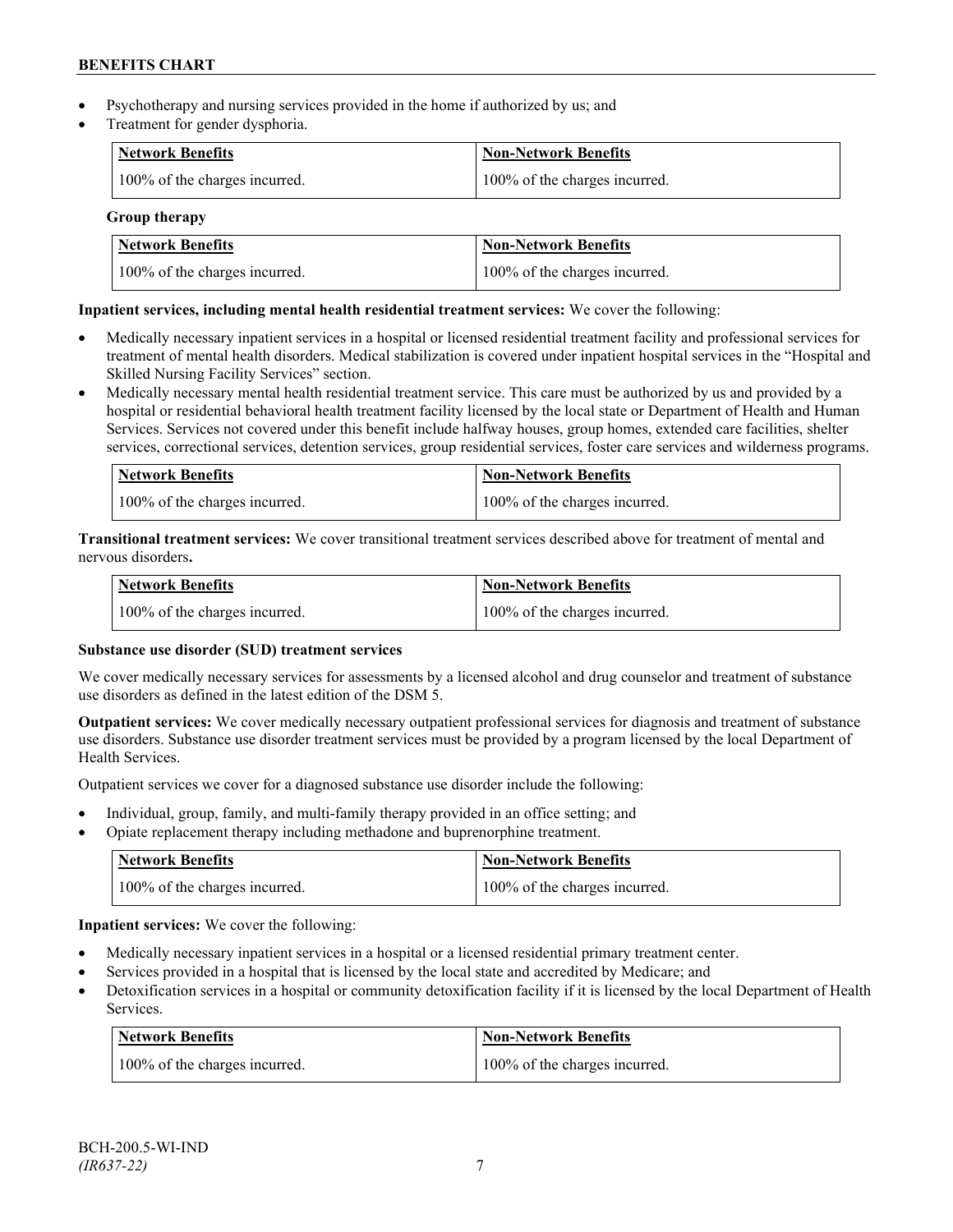- Psychotherapy and nursing services provided in the home if authorized by us; and
- Treatment for gender dysphoria.

| Network Benefits | Non-Network Benefits |
| --- | --- |
| 100% of the charges incurred. | 100% of the charges incurred. |

**Group therapy**

| Network Benefits | Non-Network Benefits |
| --- | --- |
| 100% of the charges incurred. | 100% of the charges incurred. |

**Inpatient services, including mental health residential treatment services:** We cover the following:

- Medically necessary inpatient services in a hospital or licensed residential treatment facility and professional services for treatment of mental health disorders. Medical stabilization is covered under inpatient hospital services in the "Hospital and Skilled Nursing Facility Services" section.
- Medically necessary mental health residential treatment service. This care must be authorized by us and provided by a hospital or residential behavioral health treatment facility licensed by the local state or Department of Health and Human Services. Services not covered under this benefit include halfway houses, group homes, extended care facilities, shelter services, correctional services, detention services, group residential services, foster care services and wilderness programs.

| Network Benefits | Non-Network Benefits |
| --- | --- |
| 100% of the charges incurred. | 100% of the charges incurred. |

**Transitional treatment services:** We cover transitional treatment services described above for treatment of mental and nervous disorders**.**

| Network Benefits | Non-Network Benefits |
| --- | --- |
| 100% of the charges incurred. | 100% of the charges incurred. |

**Substance use disorder (SUD) treatment services**

We cover medically necessary services for assessments by a licensed alcohol and drug counselor and treatment of substance use disorders as defined in the latest edition of the DSM 5.

**Outpatient services:** We cover medically necessary outpatient professional services for diagnosis and treatment of substance use disorders. Substance use disorder treatment services must be provided by a program licensed by the local Department of Health Services.

Outpatient services we cover for a diagnosed substance use disorder include the following:

- Individual, group, family, and multi-family therapy provided in an office setting; and
- Opiate replacement therapy including methadone and buprenorphine treatment.

| Network Benefits | Non-Network Benefits |
| --- | --- |
| 100% of the charges incurred. | 100% of the charges incurred. |

**Inpatient services:** We cover the following:

- Medically necessary inpatient services in a hospital or a licensed residential primary treatment center.
- Services provided in a hospital that is licensed by the local state and accredited by Medicare; and
- Detoxification services in a hospital or community detoxification facility if it is licensed by the local Department of Health Services.

| Network Benefits | Non-Network Benefits |
| --- | --- |
| 100% of the charges incurred. | 100% of the charges incurred. |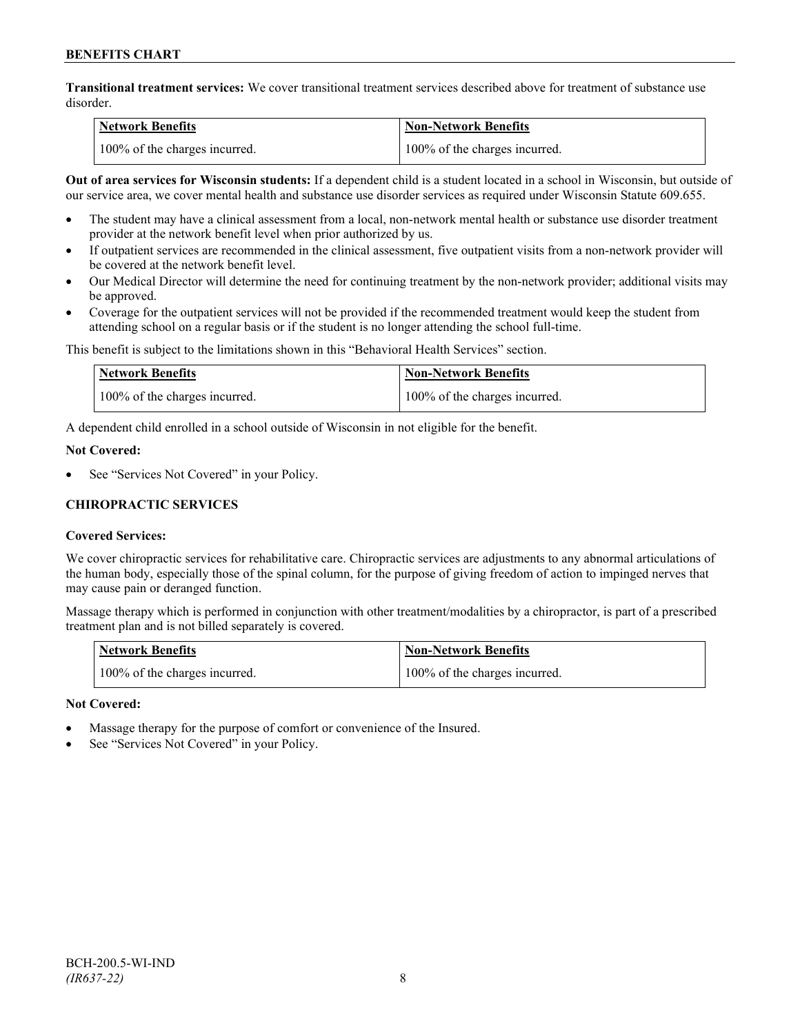**Transitional treatment services:** We cover transitional treatment services described above for treatment of substance use disorder.

| Network Benefits | Non-Network Benefits |
|---|---|
| 100% of the charges incurred. | 100% of the charges incurred. |

**Out of area services for Wisconsin students:** If a dependent child is a student located in a school in Wisconsin, but outside of our service area, we cover mental health and substance use disorder services as required under Wisconsin Statute 609.655.

- The student may have a clinical assessment from a local, non-network mental health or substance use disorder treatment provider at the network benefit level when prior authorized by us.
- If outpatient services are recommended in the clinical assessment, five outpatient visits from a non-network provider will be covered at the network benefit level.
- Our Medical Director will determine the need for continuing treatment by the non-network provider; additional visits may be approved.
- Coverage for the outpatient services will not be provided if the recommended treatment would keep the student from attending school on a regular basis or if the student is no longer attending the school full-time.

This benefit is subject to the limitations shown in this "Behavioral Health Services" section.

| Network Benefits | Non-Network Benefits |
|---|---|
| 100% of the charges incurred. | 100% of the charges incurred. |

A dependent child enrolled in a school outside of Wisconsin in not eligible for the benefit.

**Not Covered:**

- See "Services Not Covered" in your Policy.

### CHIROPRACTIC SERVICES

**Covered Services:**

We cover chiropractic services for rehabilitative care. Chiropractic services are adjustments to any abnormal articulations of the human body, especially those of the spinal column, for the purpose of giving freedom of action to impinged nerves that may cause pain or deranged function.

Massage therapy which is performed in conjunction with other treatment/modalities by a chiropractor, is part of a prescribed treatment plan and is not billed separately is covered.

| Network Benefits | Non-Network Benefits |
|---|---|
| 100% of the charges incurred. | 100% of the charges incurred. |

**Not Covered:**

- Massage therapy for the purpose of comfort or convenience of the Insured.
- See "Services Not Covered" in your Policy.

BCH-200.5-WI-IND
*(IR637-22)*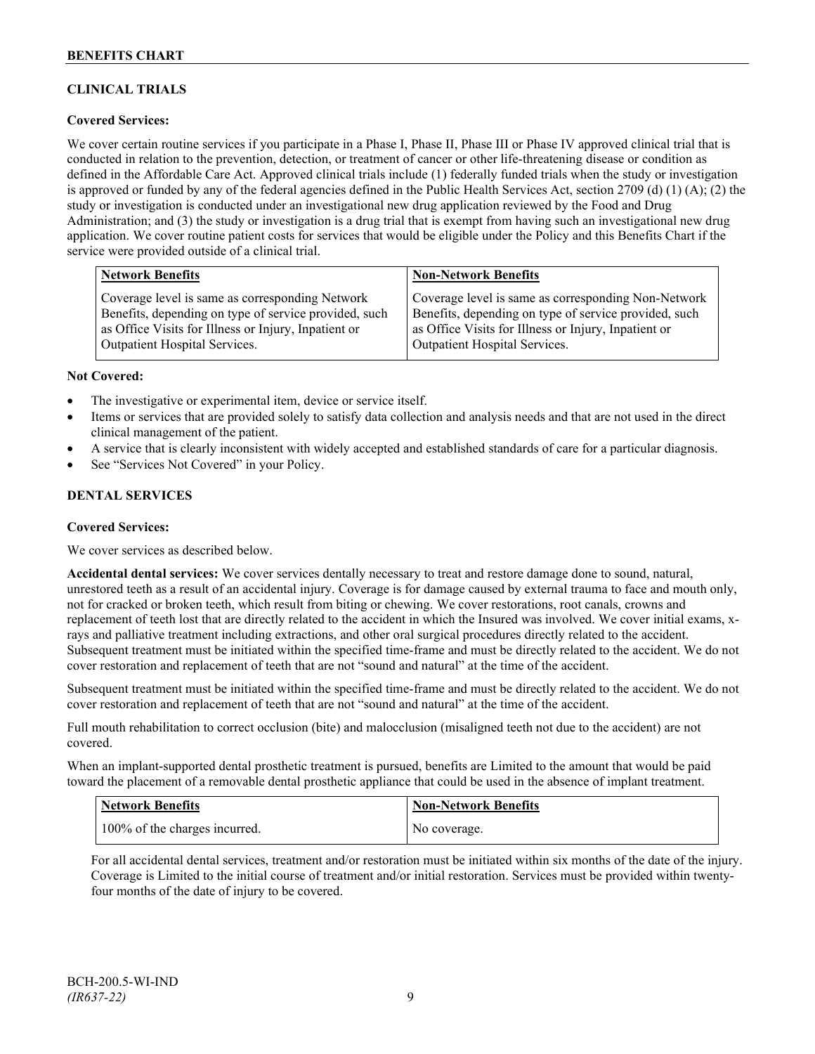## CLINICAL TRIALS

**Covered Services:**

We cover certain routine services if you participate in a Phase I, Phase II, Phase III or Phase IV approved clinical trial that is conducted in relation to the prevention, detection, or treatment of cancer or other life-threatening disease or condition as defined in the Affordable Care Act. Approved clinical trials include (1) federally funded trials when the study or investigation is approved or funded by any of the federal agencies defined in the Public Health Services Act, section 2709 (d) (1) (A); (2) the study or investigation is conducted under an investigational new drug application reviewed by the Food and Drug Administration; and (3) the study or investigation is a drug trial that is exempt from having such an investigational new drug application. We cover routine patient costs for services that would be eligible under the Policy and this Benefits Chart if the service were provided outside of a clinical trial.

| Network Benefits | Non-Network Benefits |
|---|---|
| Coverage level is same as corresponding Network Benefits, depending on type of service provided, such as Office Visits for Illness or Injury, Inpatient or Outpatient Hospital Services. | Coverage level is same as corresponding Non-Network Benefits, depending on type of service provided, such as Office Visits for Illness or Injury, Inpatient or Outpatient Hospital Services. |

**Not Covered:**

- The investigative or experimental item, device or service itself.
- Items or services that are provided solely to satisfy data collection and analysis needs and that are not used in the direct clinical management of the patient.
- A service that is clearly inconsistent with widely accepted and established standards of care for a particular diagnosis.
- See "Services Not Covered" in your Policy.

## DENTAL SERVICES

**Covered Services:**

We cover services as described below.

**Accidental dental services:** We cover services dentally necessary to treat and restore damage done to sound, natural, unrestored teeth as a result of an accidental injury. Coverage is for damage caused by external trauma to face and mouth only, not for cracked or broken teeth, which result from biting or chewing. We cover restorations, root canals, crowns and replacement of teeth lost that are directly related to the accident in which the Insured was involved. We cover initial exams, x-rays and palliative treatment including extractions, and other oral surgical procedures directly related to the accident. Subsequent treatment must be initiated within the specified time-frame and must be directly related to the accident. We do not cover restoration and replacement of teeth that are not "sound and natural" at the time of the accident.

Subsequent treatment must be initiated within the specified time-frame and must be directly related to the accident. We do not cover restoration and replacement of teeth that are not "sound and natural" at the time of the accident.

Full mouth rehabilitation to correct occlusion (bite) and malocclusion (misaligned teeth not due to the accident) are not covered.

When an implant-supported dental prosthetic treatment is pursued, benefits are Limited to the amount that would be paid toward the placement of a removable dental prosthetic appliance that could be used in the absence of implant treatment.

| Network Benefits | Non-Network Benefits |
|---|---|
| 100% of the charges incurred. | No coverage. |

For all accidental dental services, treatment and/or restoration must be initiated within six months of the date of the injury. Coverage is Limited to the initial course of treatment and/or initial restoration. Services must be provided within twenty-four months of the date of injury to be covered.

BCH-200.5-WI-IND
*(IR637-22)*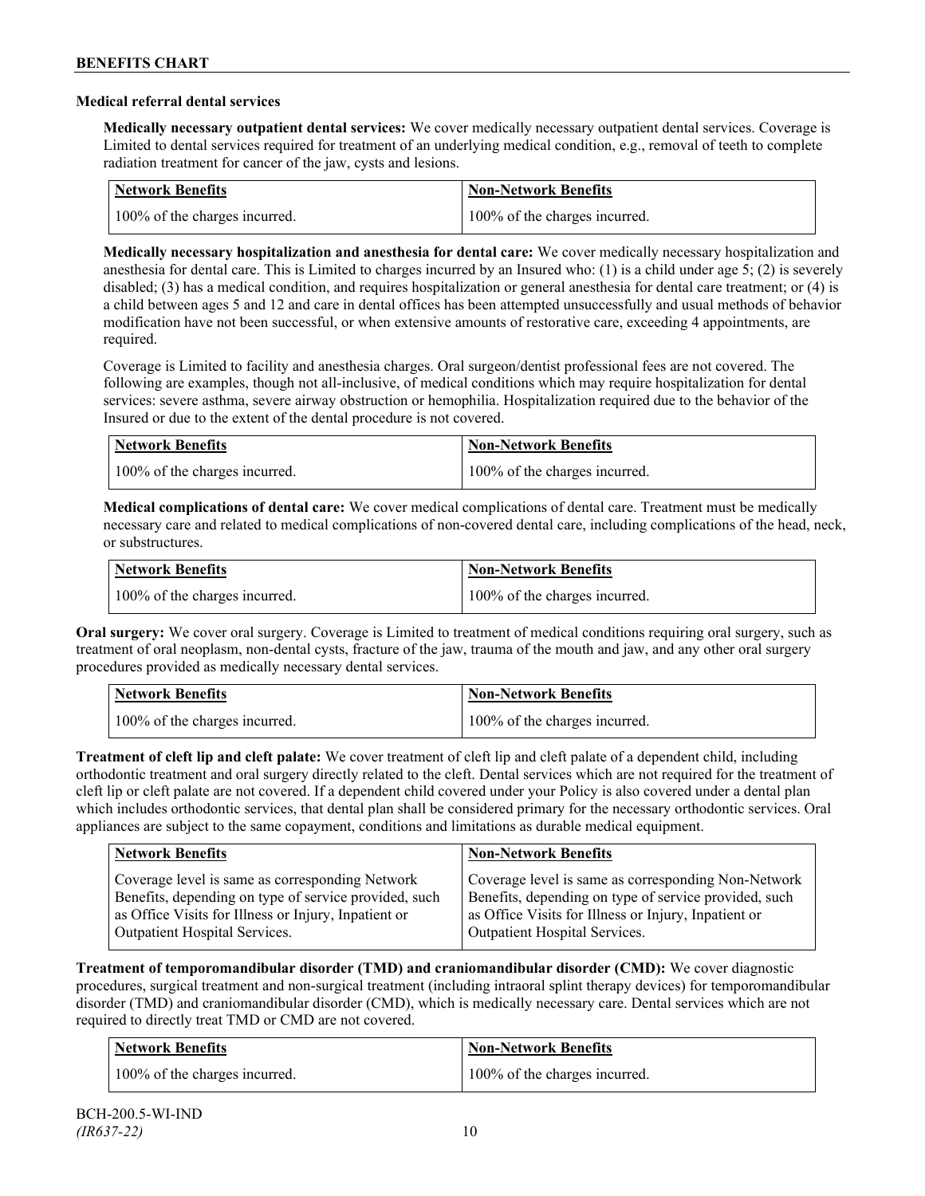### Medical referral dental services

**Medically necessary outpatient dental services:** We cover medically necessary outpatient dental services. Coverage is Limited to dental services required for treatment of an underlying medical condition, e.g., removal of teeth to complete radiation treatment for cancer of the jaw, cysts and lesions.

| Network Benefits | Non-Network Benefits |
| --- | --- |
| 100% of the charges incurred. | 100% of the charges incurred. |

**Medically necessary hospitalization and anesthesia for dental care:** We cover medically necessary hospitalization and anesthesia for dental care. This is Limited to charges incurred by an Insured who: (1) is a child under age 5; (2) is severely disabled; (3) has a medical condition, and requires hospitalization or general anesthesia for dental care treatment; or (4) is a child between ages 5 and 12 and care in dental offices has been attempted unsuccessfully and usual methods of behavior modification have not been successful, or when extensive amounts of restorative care, exceeding 4 appointments, are required.

Coverage is Limited to facility and anesthesia charges. Oral surgeon/dentist professional fees are not covered. The following are examples, though not all-inclusive, of medical conditions which may require hospitalization for dental services: severe asthma, severe airway obstruction or hemophilia. Hospitalization required due to the behavior of the Insured or due to the extent of the dental procedure is not covered.

| Network Benefits | Non-Network Benefits |
| --- | --- |
| 100% of the charges incurred. | 100% of the charges incurred. |

**Medical complications of dental care:** We cover medical complications of dental care. Treatment must be medically necessary care and related to medical complications of non-covered dental care, including complications of the head, neck, or substructures.

| Network Benefits | Non-Network Benefits |
| --- | --- |
| 100% of the charges incurred. | 100% of the charges incurred. |

**Oral surgery:** We cover oral surgery. Coverage is Limited to treatment of medical conditions requiring oral surgery, such as treatment of oral neoplasm, non-dental cysts, fracture of the jaw, trauma of the mouth and jaw, and any other oral surgery procedures provided as medically necessary dental services.

| Network Benefits | Non-Network Benefits |
| --- | --- |
| 100% of the charges incurred. | 100% of the charges incurred. |

**Treatment of cleft lip and cleft palate:** We cover treatment of cleft lip and cleft palate of a dependent child, including orthodontic treatment and oral surgery directly related to the cleft. Dental services which are not required for the treatment of cleft lip or cleft palate are not covered. If a dependent child covered under your Policy is also covered under a dental plan which includes orthodontic services, that dental plan shall be considered primary for the necessary orthodontic services. Oral appliances are subject to the same copayment, conditions and limitations as durable medical equipment.

| Network Benefits | Non-Network Benefits |
| --- | --- |
| Coverage level is same as corresponding Network Benefits, depending on type of service provided, such as Office Visits for Illness or Injury, Inpatient or Outpatient Hospital Services. | Coverage level is same as corresponding Non-Network Benefits, depending on type of service provided, such as Office Visits for Illness or Injury, Inpatient or Outpatient Hospital Services. |

**Treatment of temporomandibular disorder (TMD) and craniomandibular disorder (CMD):** We cover diagnostic procedures, surgical treatment and non-surgical treatment (including intraoral splint therapy devices) for temporomandibular disorder (TMD) and craniomandibular disorder (CMD), which is medically necessary care. Dental services which are not required to directly treat TMD or CMD are not covered.

| Network Benefits | Non-Network Benefits |
| --- | --- |
| 100% of the charges incurred. | 100% of the charges incurred. |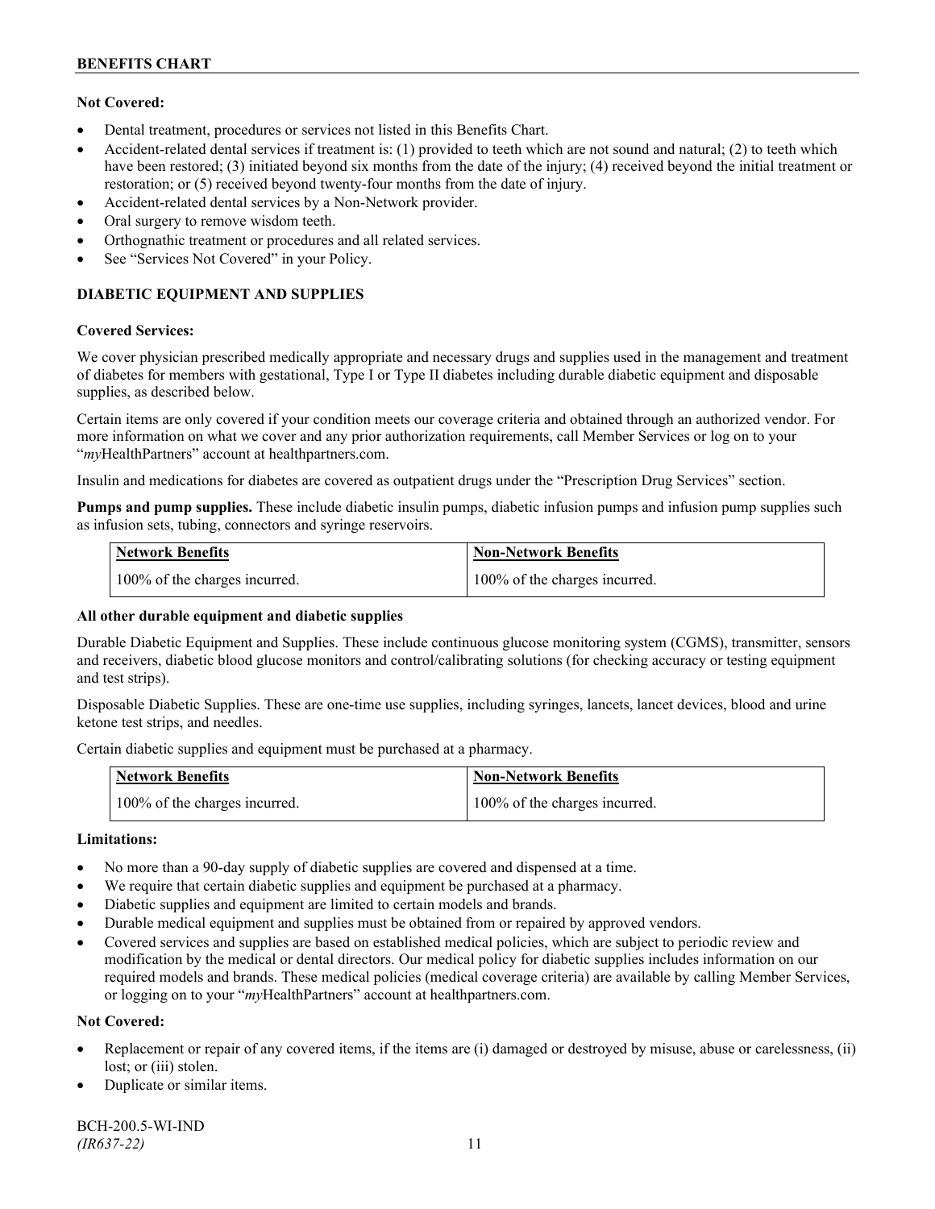**Not Covered:**

- Dental treatment, procedures or services not listed in this Benefits Chart.
- Accident-related dental services if treatment is: (1) provided to teeth which are not sound and natural; (2) to teeth which have been restored; (3) initiated beyond six months from the date of the injury; (4) received beyond the initial treatment or restoration; or (5) received beyond twenty-four months from the date of injury.
- Accident-related dental services by a Non-Network provider.
- Oral surgery to remove wisdom teeth.
- Orthognathic treatment or procedures and all related services.
- See "Services Not Covered" in your Policy.

## DIABETIC EQUIPMENT AND SUPPLIES

**Covered Services:**

We cover physician prescribed medically appropriate and necessary drugs and supplies used in the management and treatment of diabetes for members with gestational, Type I or Type II diabetes including durable diabetic equipment and disposable supplies, as described below.

Certain items are only covered if your condition meets our coverage criteria and obtained through an authorized vendor. For more information on what we cover and any prior authorization requirements, call Member Services or log on to your "*my*HealthPartners" account at healthpartners.com.

Insulin and medications for diabetes are covered as outpatient drugs under the "Prescription Drug Services" section.

**Pumps and pump supplies.** These include diabetic insulin pumps, diabetic infusion pumps and infusion pump supplies such as infusion sets, tubing, connectors and syringe reservoirs.

| Network Benefits | Non-Network Benefits |
| --- | --- |
| 100% of the charges incurred. | 100% of the charges incurred. |

**All other durable equipment and diabetic supplies**

Durable Diabetic Equipment and Supplies. These include continuous glucose monitoring system (CGMS), transmitter, sensors and receivers, diabetic blood glucose monitors and control/calibrating solutions (for checking accuracy or testing equipment and test strips).

Disposable Diabetic Supplies. These are one-time use supplies, including syringes, lancets, lancet devices, blood and urine ketone test strips, and needles.

Certain diabetic supplies and equipment must be purchased at a pharmacy.

| Network Benefits | Non-Network Benefits |
| --- | --- |
| 100% of the charges incurred. | 100% of the charges incurred. |

**Limitations:**

- No more than a 90-day supply of diabetic supplies are covered and dispensed at a time.
- We require that certain diabetic supplies and equipment be purchased at a pharmacy.
- Diabetic supplies and equipment are limited to certain models and brands.
- Durable medical equipment and supplies must be obtained from or repaired by approved vendors.
- Covered services and supplies are based on established medical policies, which are subject to periodic review and modification by the medical or dental directors. Our medical policy for diabetic supplies includes information on our required models and brands. These medical policies (medical coverage criteria) are available by calling Member Services, or logging on to your "*my*HealthPartners" account at healthpartners.com.

**Not Covered:**

- Replacement or repair of any covered items, if the items are (i) damaged or destroyed by misuse, abuse or carelessness, (ii) lost; or (iii) stolen.
- Duplicate or similar items.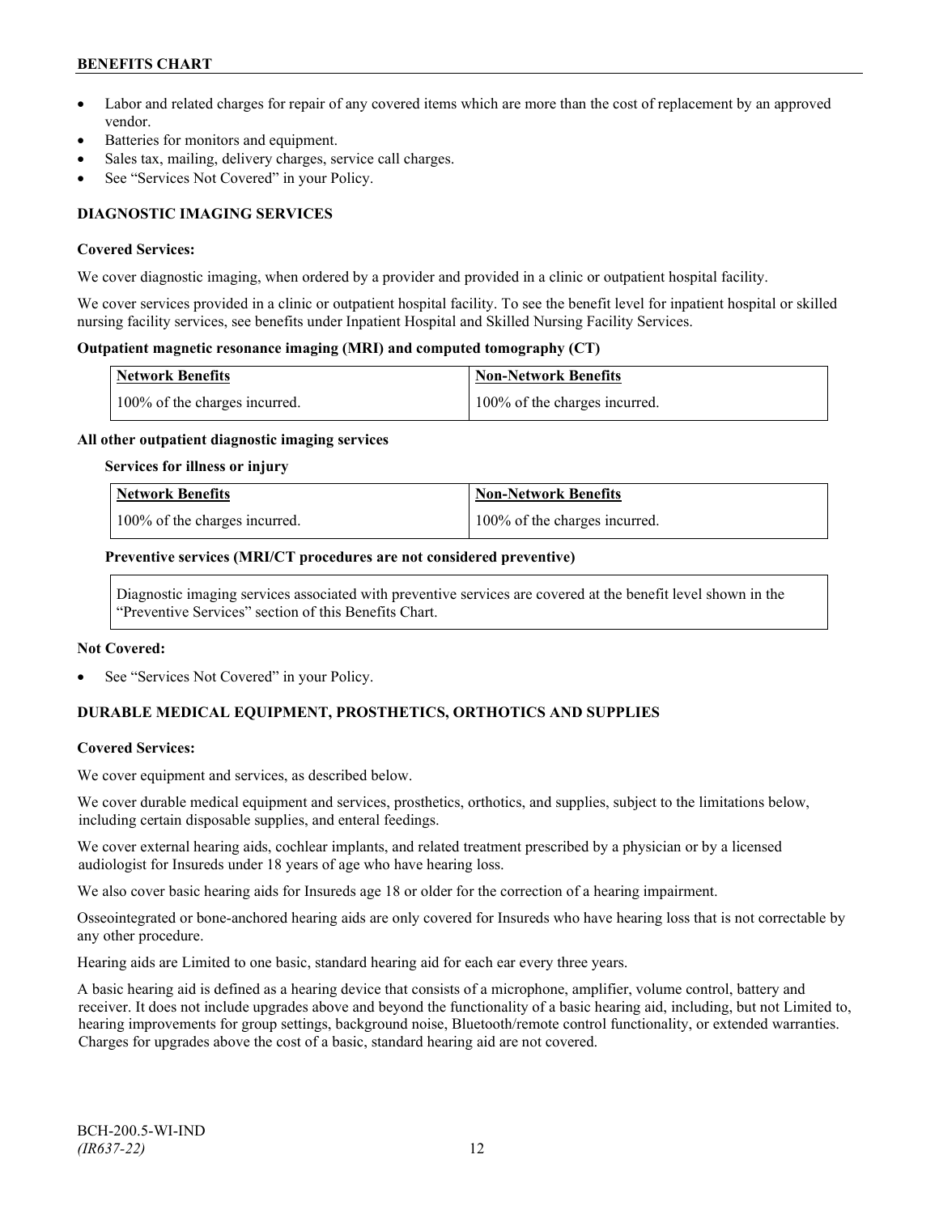- Labor and related charges for repair of any covered items which are more than the cost of replacement by an approved vendor.
- Batteries for monitors and equipment.
- Sales tax, mailing, delivery charges, service call charges.
- See "Services Not Covered" in your Policy.

## DIAGNOSTIC IMAGING SERVICES

**Covered Services:**

We cover diagnostic imaging, when ordered by a provider and provided in a clinic or outpatient hospital facility.

We cover services provided in a clinic or outpatient hospital facility. To see the benefit level for inpatient hospital or skilled nursing facility services, see benefits under Inpatient Hospital and Skilled Nursing Facility Services.

**Outpatient magnetic resonance imaging (MRI) and computed tomography (CT)**

| Network Benefits | Non-Network Benefits |
|---|---|
| 100% of the charges incurred. | 100% of the charges incurred. |

**All other outpatient diagnostic imaging services**

**Services for illness or injury**

| Network Benefits | Non-Network Benefits |
|---|---|
| 100% of the charges incurred. | 100% of the charges incurred. |

**Preventive services (MRI/CT procedures are not considered preventive)**

| Diagnostic imaging services associated with preventive services are covered at the benefit level shown in the "Preventive Services" section of this Benefits Chart. |
|---|

**Not Covered:**

- See "Services Not Covered" in your Policy.

## DURABLE MEDICAL EQUIPMENT, PROSTHETICS, ORTHOTICS AND SUPPLIES

**Covered Services:**

We cover equipment and services, as described below.

We cover durable medical equipment and services, prosthetics, orthotics, and supplies, subject to the limitations below, including certain disposable supplies, and enteral feedings.

We cover external hearing aids, cochlear implants, and related treatment prescribed by a physician or by a licensed audiologist for Insureds under 18 years of age who have hearing loss.

We also cover basic hearing aids for Insureds age 18 or older for the correction of a hearing impairment.

Osseointegrated or bone-anchored hearing aids are only covered for Insureds who have hearing loss that is not correctable by any other procedure.

Hearing aids are Limited to one basic, standard hearing aid for each ear every three years.

A basic hearing aid is defined as a hearing device that consists of a microphone, amplifier, volume control, battery and receiver. It does not include upgrades above and beyond the functionality of a basic hearing aid, including, but not Limited to, hearing improvements for group settings, background noise, Bluetooth/remote control functionality, or extended warranties. Charges for upgrades above the cost of a basic, standard hearing aid are not covered.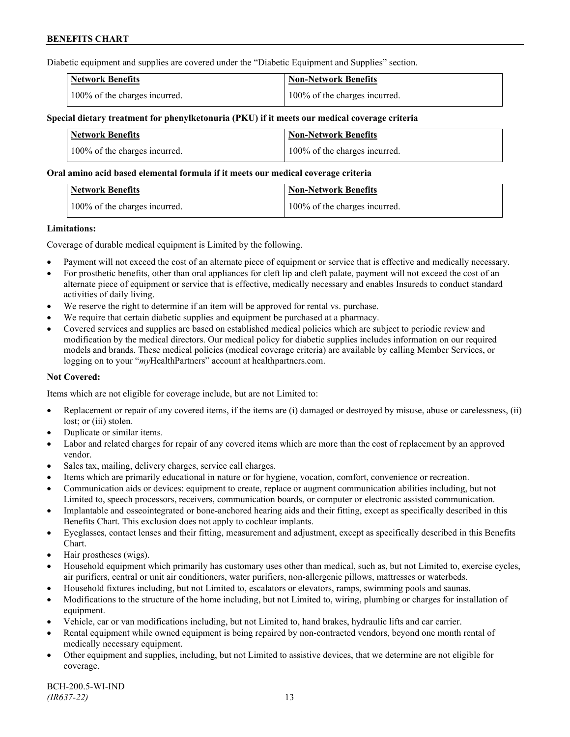Diabetic equipment and supplies are covered under the "Diabetic Equipment and Supplies" section.

| Network Benefits | Non-Network Benefits |
| --- | --- |
| 100% of the charges incurred. | 100% of the charges incurred. |

**Special dietary treatment for phenylketonuria (PKU) if it meets our medical coverage criteria**

| Network Benefits | Non-Network Benefits |
| --- | --- |
| 100% of the charges incurred. | 100% of the charges incurred. |

**Oral amino acid based elemental formula if it meets our medical coverage criteria**

| Network Benefits | Non-Network Benefits |
| --- | --- |
| 100% of the charges incurred. | 100% of the charges incurred. |

**Limitations:**

Coverage of durable medical equipment is Limited by the following.

- Payment will not exceed the cost of an alternate piece of equipment or service that is effective and medically necessary.
- For prosthetic benefits, other than oral appliances for cleft lip and cleft palate, payment will not exceed the cost of an alternate piece of equipment or service that is effective, medically necessary and enables Insureds to conduct standard activities of daily living.
- We reserve the right to determine if an item will be approved for rental vs. purchase.
- We require that certain diabetic supplies and equipment be purchased at a pharmacy.
- Covered services and supplies are based on established medical policies which are subject to periodic review and modification by the medical directors. Our medical policy for diabetic supplies includes information on our required models and brands. These medical policies (medical coverage criteria) are available by calling Member Services, or logging on to your "*my*HealthPartners" account at healthpartners.com.

**Not Covered:**

Items which are not eligible for coverage include, but are not Limited to:

- Replacement or repair of any covered items, if the items are (i) damaged or destroyed by misuse, abuse or carelessness, (ii) lost; or (iii) stolen.
- Duplicate or similar items.
- Labor and related charges for repair of any covered items which are more than the cost of replacement by an approved vendor.
- Sales tax, mailing, delivery charges, service call charges.
- Items which are primarily educational in nature or for hygiene, vocation, comfort, convenience or recreation.
- Communication aids or devices: equipment to create, replace or augment communication abilities including, but not Limited to, speech processors, receivers, communication boards, or computer or electronic assisted communication.
- Implantable and osseointegrated or bone-anchored hearing aids and their fitting, except as specifically described in this Benefits Chart. This exclusion does not apply to cochlear implants.
- Eyeglasses, contact lenses and their fitting, measurement and adjustment, except as specifically described in this Benefits Chart.
- Hair prostheses (wigs).
- Household equipment which primarily has customary uses other than medical, such as, but not Limited to, exercise cycles, air purifiers, central or unit air conditioners, water purifiers, non-allergenic pillows, mattresses or waterbeds.
- Household fixtures including, but not Limited to, escalators or elevators, ramps, swimming pools and saunas.
- Modifications to the structure of the home including, but not Limited to, wiring, plumbing or charges for installation of equipment.
- Vehicle, car or van modifications including, but not Limited to, hand brakes, hydraulic lifts and car carrier.
- Rental equipment while owned equipment is being repaired by non-contracted vendors, beyond one month rental of medically necessary equipment.
- Other equipment and supplies, including, but not Limited to assistive devices, that we determine are not eligible for coverage.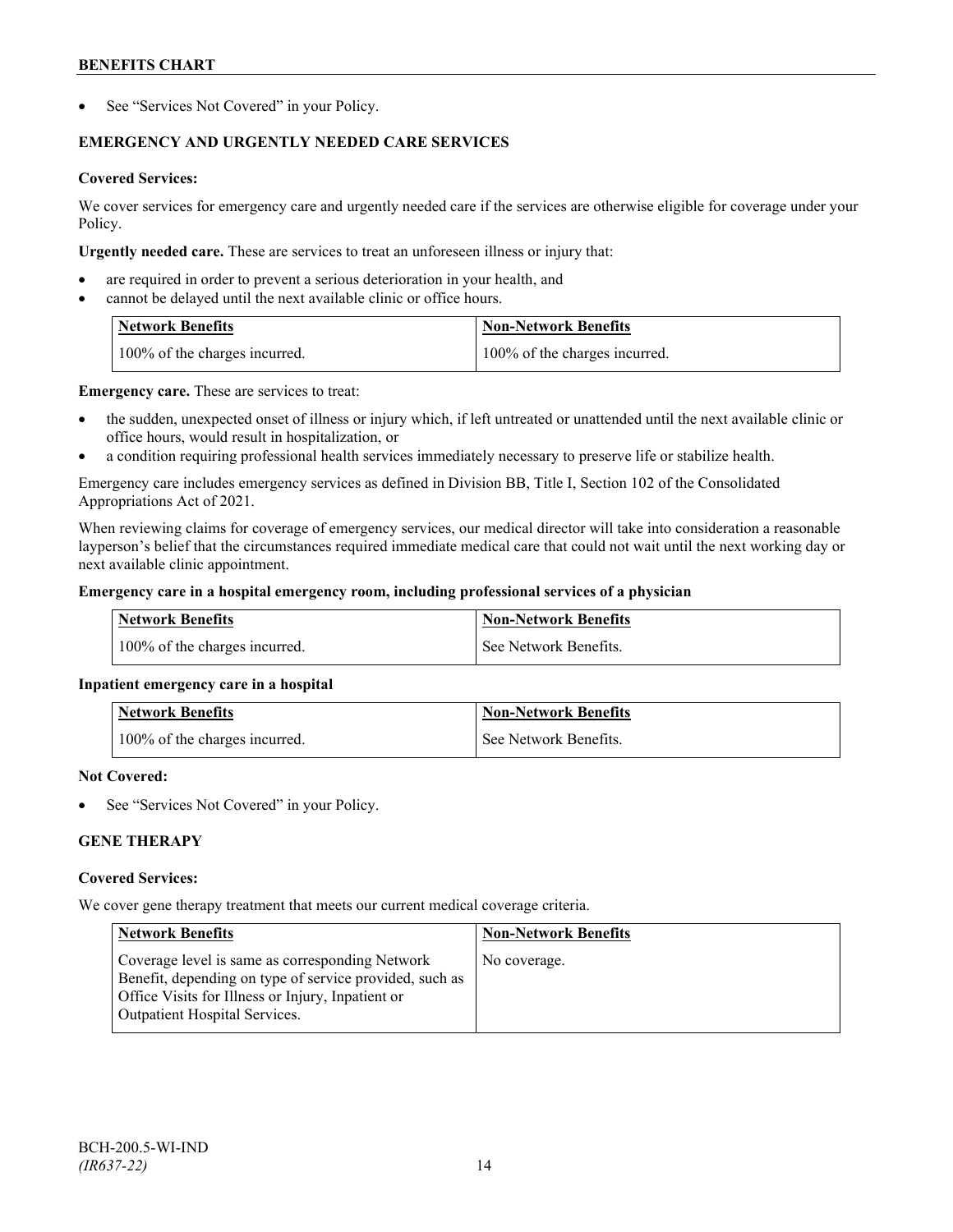- See "Services Not Covered" in your Policy.

### EMERGENCY AND URGENTLY NEEDED CARE SERVICES

**Covered Services:**

We cover services for emergency care and urgently needed care if the services are otherwise eligible for coverage under your Policy.

**Urgently needed care.** These are services to treat an unforeseen illness or injury that:

- are required in order to prevent a serious deterioration in your health, and
- cannot be delayed until the next available clinic or office hours.

| Network Benefits | Non-Network Benefits |
| --- | --- |
| 100% of the charges incurred. | 100% of the charges incurred. |

**Emergency care.** These are services to treat:

- the sudden, unexpected onset of illness or injury which, if left untreated or unattended until the next available clinic or office hours, would result in hospitalization, or
- a condition requiring professional health services immediately necessary to preserve life or stabilize health.

Emergency care includes emergency services as defined in Division BB, Title I, Section 102 of the Consolidated Appropriations Act of 2021.

When reviewing claims for coverage of emergency services, our medical director will take into consideration a reasonable layperson's belief that the circumstances required immediate medical care that could not wait until the next working day or next available clinic appointment.

**Emergency care in a hospital emergency room, including professional services of a physician**

| Network Benefits | Non-Network Benefits |
| --- | --- |
| 100% of the charges incurred. | See Network Benefits. |

**Inpatient emergency care in a hospital**

| Network Benefits | Non-Network Benefits |
| --- | --- |
| 100% of the charges incurred. | See Network Benefits. |

**Not Covered:**

- See "Services Not Covered" in your Policy.

### GENE THERAPY

**Covered Services:**

We cover gene therapy treatment that meets our current medical coverage criteria.

| Network Benefits | Non-Network Benefits |
| --- | --- |
| Coverage level is same as corresponding Network Benefit, depending on type of service provided, such as Office Visits for Illness or Injury, Inpatient or Outpatient Hospital Services. | No coverage. |

BCH-200.5-WI-IND
*(IR637-22)*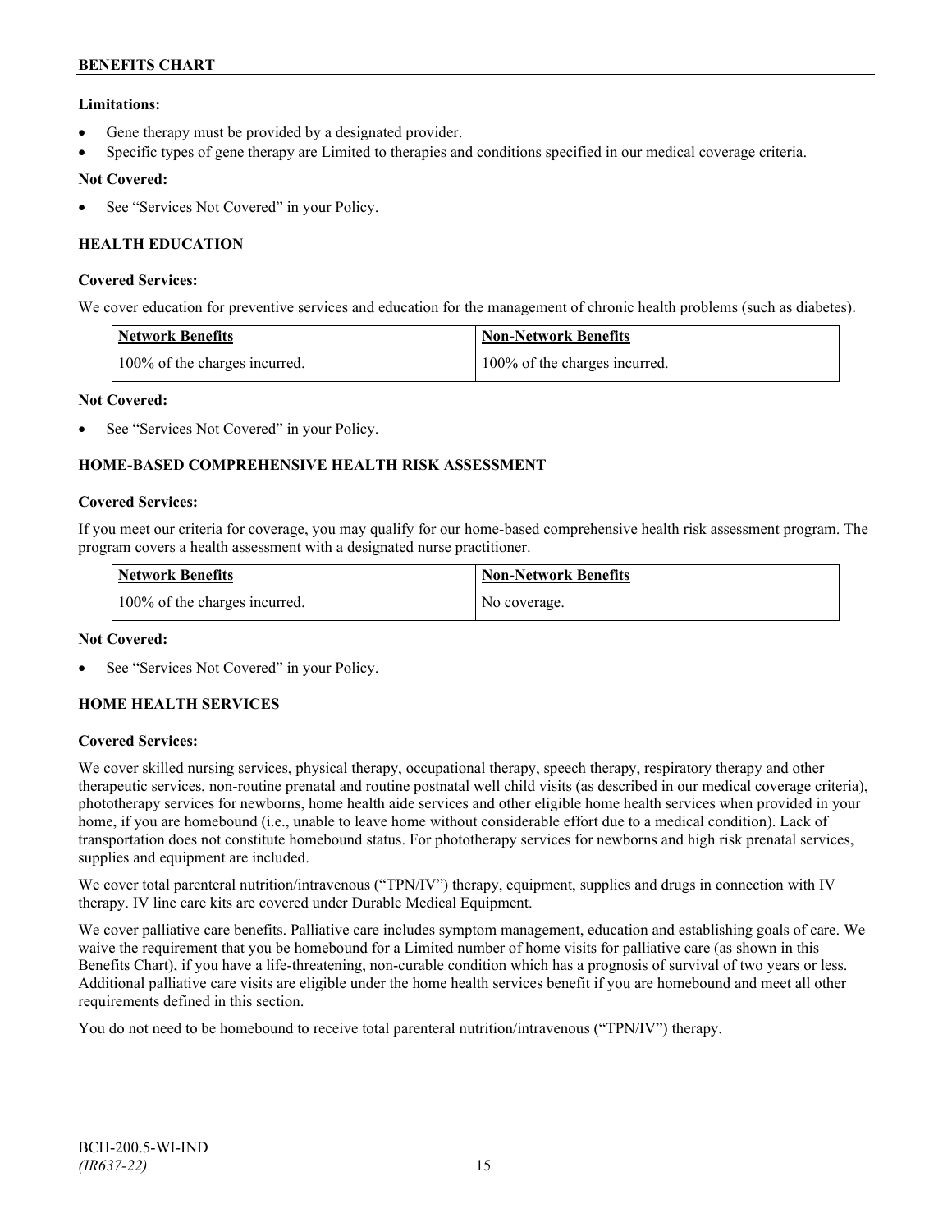**Limitations:**

- Gene therapy must be provided by a designated provider.
- Specific types of gene therapy are Limited to therapies and conditions specified in our medical coverage criteria.

**Not Covered:**

- See "Services Not Covered" in your Policy.

## HEALTH EDUCATION

**Covered Services:**

We cover education for preventive services and education for the management of chronic health problems (such as diabetes).

| Network Benefits | Non-Network Benefits |
|---|---|
| 100% of the charges incurred. | 100% of the charges incurred. |

**Not Covered:**

- See "Services Not Covered" in your Policy.

## HOME-BASED COMPREHENSIVE HEALTH RISK ASSESSMENT

**Covered Services:**

If you meet our criteria for coverage, you may qualify for our home-based comprehensive health risk assessment program. The program covers a health assessment with a designated nurse practitioner.

| Network Benefits | Non-Network Benefits |
|---|---|
| 100% of the charges incurred. | No coverage. |

**Not Covered:**

- See "Services Not Covered" in your Policy.

## HOME HEALTH SERVICES

**Covered Services:**

We cover skilled nursing services, physical therapy, occupational therapy, speech therapy, respiratory therapy and other therapeutic services, non-routine prenatal and routine postnatal well child visits (as described in our medical coverage criteria), phototherapy services for newborns, home health aide services and other eligible home health services when provided in your home, if you are homebound (i.e., unable to leave home without considerable effort due to a medical condition). Lack of transportation does not constitute homebound status. For phototherapy services for newborns and high risk prenatal services, supplies and equipment are included.

We cover total parenteral nutrition/intravenous ("TPN/IV") therapy, equipment, supplies and drugs in connection with IV therapy. IV line care kits are covered under Durable Medical Equipment.

We cover palliative care benefits. Palliative care includes symptom management, education and establishing goals of care. We waive the requirement that you be homebound for a Limited number of home visits for palliative care (as shown in this Benefits Chart), if you have a life-threatening, non-curable condition which has a prognosis of survival of two years or less. Additional palliative care visits are eligible under the home health services benefit if you are homebound and meet all other requirements defined in this section.

You do not need to be homebound to receive total parenteral nutrition/intravenous ("TPN/IV") therapy.

BCH-200.5-WI-IND
*(IR637-22)*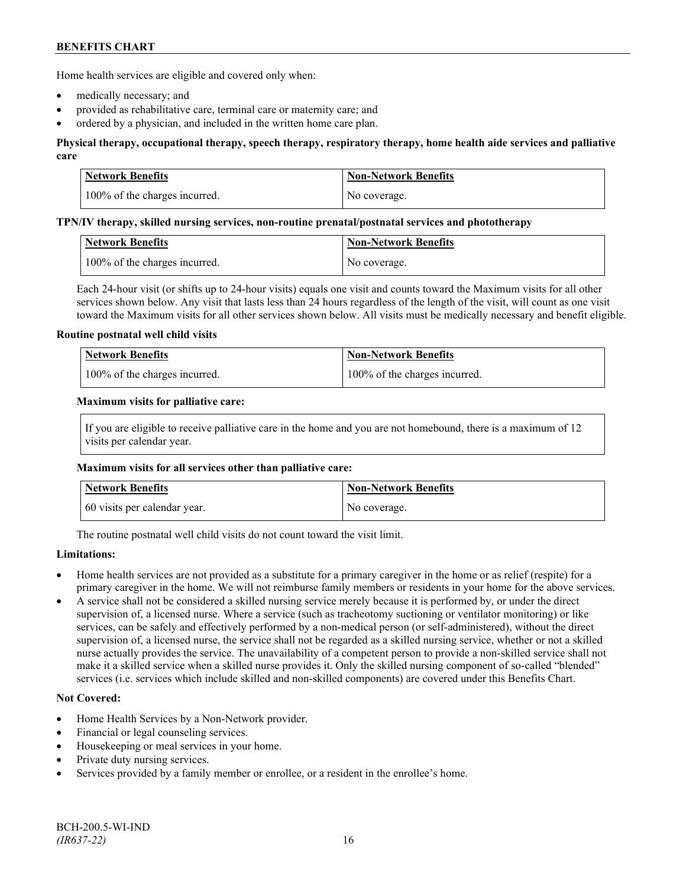Home health services are eligible and covered only when:

- medically necessary; and
- provided as rehabilitative care, terminal care or maternity care; and
- ordered by a physician, and included in the written home care plan.

**Physical therapy, occupational therapy, speech therapy, respiratory therapy, home health aide services and palliative care**

| Network Benefits | Non-Network Benefits |
| --- | --- |
| 100% of the charges incurred. | No coverage. |

**TPN/IV therapy, skilled nursing services, non-routine prenatal/postnatal services and phototherapy**

| Network Benefits | Non-Network Benefits |
| --- | --- |
| 100% of the charges incurred. | No coverage. |

Each 24-hour visit (or shifts up to 24-hour visits) equals one visit and counts toward the Maximum visits for all other services shown below. Any visit that lasts less than 24 hours regardless of the length of the visit, will count as one visit toward the Maximum visits for all other services shown below. All visits must be medically necessary and benefit eligible.

**Routine postnatal well child visits**

| Network Benefits | Non-Network Benefits |
| --- | --- |
| 100% of the charges incurred. | 100% of the charges incurred. |

**Maximum visits for palliative care:**

If you are eligible to receive palliative care in the home and you are not homebound, there is a maximum of 12 visits per calendar year.

**Maximum visits for all services other than palliative care:**

| Network Benefits | Non-Network Benefits |
| --- | --- |
| 60 visits per calendar year. | No coverage. |

The routine postnatal well child visits do not count toward the visit limit.

**Limitations:**

- Home health services are not provided as a substitute for a primary caregiver in the home or as relief (respite) for a primary caregiver in the home. We will not reimburse family members or residents in your home for the above services.
- A service shall not be considered a skilled nursing service merely because it is performed by, or under the direct supervision of, a licensed nurse. Where a service (such as tracheotomy suctioning or ventilator monitoring) or like services, can be safely and effectively performed by a non-medical person (or self-administered), without the direct supervision of, a licensed nurse, the service shall not be regarded as a skilled nursing service, whether or not a skilled nurse actually provides the service. The unavailability of a competent person to provide a non-skilled service shall not make it a skilled service when a skilled nurse provides it. Only the skilled nursing component of so-called "blended" services (i.e. services which include skilled and non-skilled components) are covered under this Benefits Chart.

**Not Covered:**

- Home Health Services by a Non-Network provider.
- Financial or legal counseling services.
- Housekeeping or meal services in your home.
- Private duty nursing services.
- Services provided by a family member or enrollee, or a resident in the enrollee's home.

BCH-200.5-WI-IND
*(IR637-22)*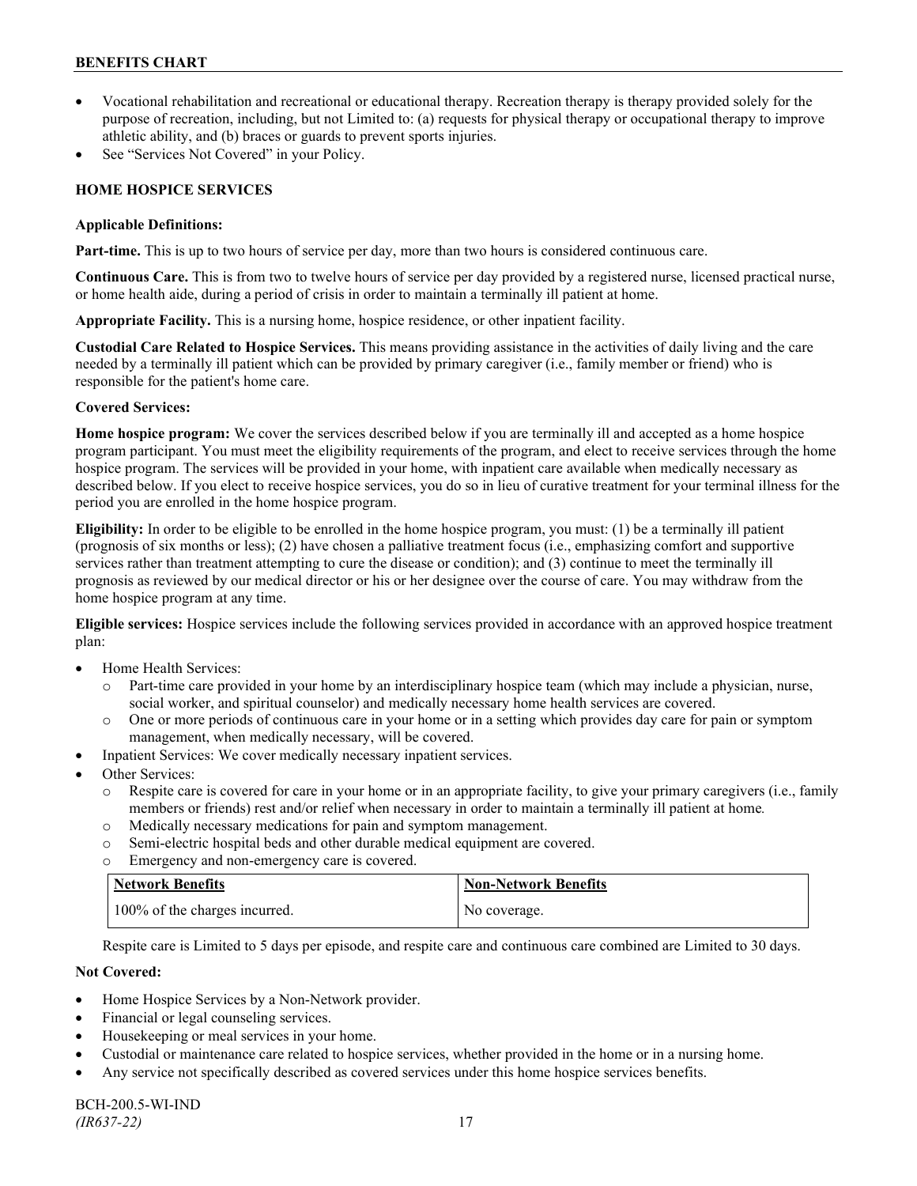- Vocational rehabilitation and recreational or educational therapy. Recreation therapy is therapy provided solely for the purpose of recreation, including, but not Limited to: (a) requests for physical therapy or occupational therapy to improve athletic ability, and (b) braces or guards to prevent sports injuries.
- See "Services Not Covered" in your Policy.

## HOME HOSPICE SERVICES

**Applicable Definitions:**

**Part-time.** This is up to two hours of service per day, more than two hours is considered continuous care.

**Continuous Care.** This is from two to twelve hours of service per day provided by a registered nurse, licensed practical nurse, or home health aide, during a period of crisis in order to maintain a terminally ill patient at home.

**Appropriate Facility.** This is a nursing home, hospice residence, or other inpatient facility.

**Custodial Care Related to Hospice Services.** This means providing assistance in the activities of daily living and the care needed by a terminally ill patient which can be provided by primary caregiver (i.e., family member or friend) who is responsible for the patient's home care.

**Covered Services:**

**Home hospice program:** We cover the services described below if you are terminally ill and accepted as a home hospice program participant. You must meet the eligibility requirements of the program, and elect to receive services through the home hospice program. The services will be provided in your home, with inpatient care available when medically necessary as described below. If you elect to receive hospice services, you do so in lieu of curative treatment for your terminal illness for the period you are enrolled in the home hospice program.

**Eligibility:** In order to be eligible to be enrolled in the home hospice program, you must: (1) be a terminally ill patient (prognosis of six months or less); (2) have chosen a palliative treatment focus (i.e., emphasizing comfort and supportive services rather than treatment attempting to cure the disease or condition); and (3) continue to meet the terminally ill prognosis as reviewed by our medical director or his or her designee over the course of care. You may withdraw from the home hospice program at any time.

**Eligible services:** Hospice services include the following services provided in accordance with an approved hospice treatment plan:

- Home Health Services:
  - Part-time care provided in your home by an interdisciplinary hospice team (which may include a physician, nurse, social worker, and spiritual counselor) and medically necessary home health services are covered.
  - One or more periods of continuous care in your home or in a setting which provides day care for pain or symptom management, when medically necessary, will be covered.
- Inpatient Services: We cover medically necessary inpatient services.
- Other Services:
  - Respite care is covered for care in your home or in an appropriate facility, to give your primary caregivers (i.e., family members or friends) rest and/or relief when necessary in order to maintain a terminally ill patient at home.
  - Medically necessary medications for pain and symptom management.
  - Semi-electric hospital beds and other durable medical equipment are covered.
  - Emergency and non-emergency care is covered.

| Network Benefits | Non-Network Benefits |
|---|---|
| 100% of the charges incurred. | No coverage. |

Respite care is Limited to 5 days per episode, and respite care and continuous care combined are Limited to 30 days.

**Not Covered:**

- Home Hospice Services by a Non-Network provider.
- Financial or legal counseling services.
- Housekeeping or meal services in your home.
- Custodial or maintenance care related to hospice services, whether provided in the home or in a nursing home.
- Any service not specifically described as covered services under this home hospice services benefits.

BCH-200.5-WI-IND
*(IR637-22)*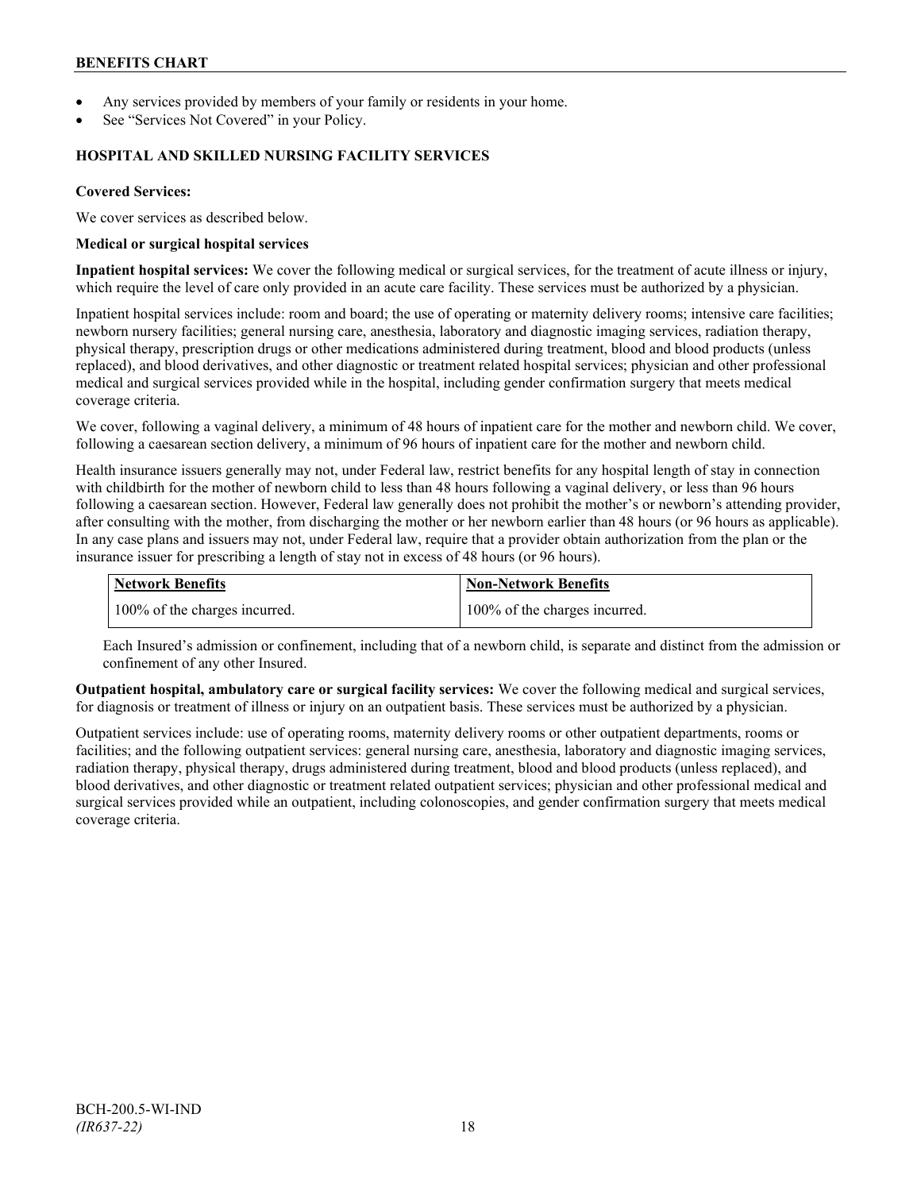- Any services provided by members of your family or residents in your home.
- See "Services Not Covered" in your Policy.

## HOSPITAL AND SKILLED NURSING FACILITY SERVICES

**Covered Services:**

We cover services as described below.

**Medical or surgical hospital services**

**Inpatient hospital services:** We cover the following medical or surgical services, for the treatment of acute illness or injury, which require the level of care only provided in an acute care facility. These services must be authorized by a physician.

Inpatient hospital services include: room and board; the use of operating or maternity delivery rooms; intensive care facilities; newborn nursery facilities; general nursing care, anesthesia, laboratory and diagnostic imaging services, radiation therapy, physical therapy, prescription drugs or other medications administered during treatment, blood and blood products (unless replaced), and blood derivatives, and other diagnostic or treatment related hospital services; physician and other professional medical and surgical services provided while in the hospital, including gender confirmation surgery that meets medical coverage criteria.

We cover, following a vaginal delivery, a minimum of 48 hours of inpatient care for the mother and newborn child. We cover, following a caesarean section delivery, a minimum of 96 hours of inpatient care for the mother and newborn child.

Health insurance issuers generally may not, under Federal law, restrict benefits for any hospital length of stay in connection with childbirth for the mother of newborn child to less than 48 hours following a vaginal delivery, or less than 96 hours following a caesarean section. However, Federal law generally does not prohibit the mother's or newborn's attending provider, after consulting with the mother, from discharging the mother or her newborn earlier than 48 hours (or 96 hours as applicable). In any case plans and issuers may not, under Federal law, require that a provider obtain authorization from the plan or the insurance issuer for prescribing a length of stay not in excess of 48 hours (or 96 hours).

| Network Benefits | Non-Network Benefits |
|---|---|
| 100% of the charges incurred. | 100% of the charges incurred. |

Each Insured's admission or confinement, including that of a newborn child, is separate and distinct from the admission or confinement of any other Insured.

**Outpatient hospital, ambulatory care or surgical facility services:** We cover the following medical and surgical services, for diagnosis or treatment of illness or injury on an outpatient basis. These services must be authorized by a physician.

Outpatient services include: use of operating rooms, maternity delivery rooms or other outpatient departments, rooms or facilities; and the following outpatient services: general nursing care, anesthesia, laboratory and diagnostic imaging services, radiation therapy, physical therapy, drugs administered during treatment, blood and blood products (unless replaced), and blood derivatives, and other diagnostic or treatment related outpatient services; physician and other professional medical and surgical services provided while an outpatient, including colonoscopies, and gender confirmation surgery that meets medical coverage criteria.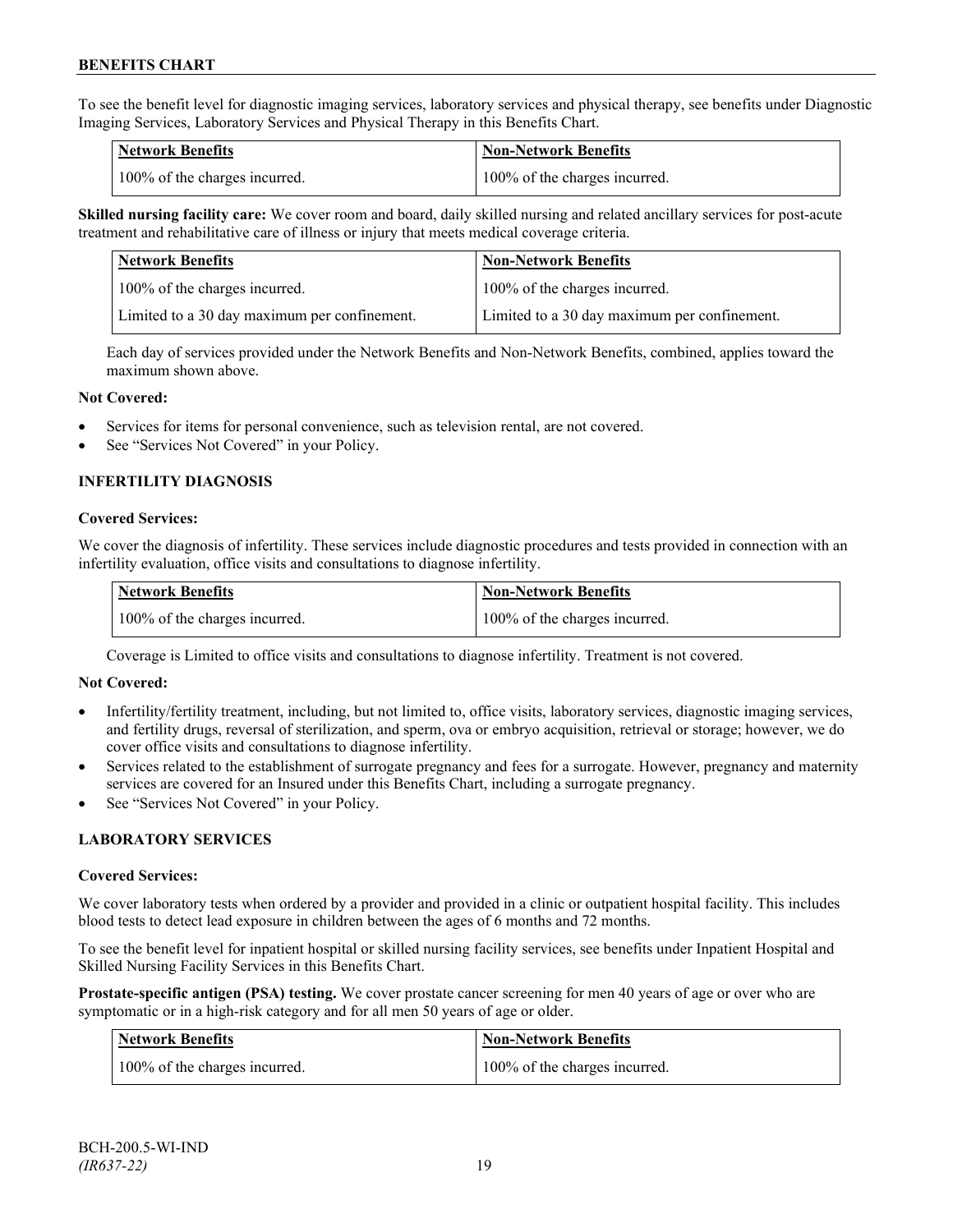To see the benefit level for diagnostic imaging services, laboratory services and physical therapy, see benefits under Diagnostic Imaging Services, Laboratory Services and Physical Therapy in this Benefits Chart.

| Network Benefits | Non-Network Benefits |
| --- | --- |
| 100% of the charges incurred. | 100% of the charges incurred. |

**Skilled nursing facility care:** We cover room and board, daily skilled nursing and related ancillary services for post-acute treatment and rehabilitative care of illness or injury that meets medical coverage criteria.

| Network Benefits | Non-Network Benefits |
| --- | --- |
| 100% of the charges incurred. | 100% of the charges incurred. |
| Limited to a 30 day maximum per confinement. | Limited to a 30 day maximum per confinement. |

Each day of services provided under the Network Benefits and Non-Network Benefits, combined, applies toward the maximum shown above.

**Not Covered:**

- Services for items for personal convenience, such as television rental, are not covered.
- See "Services Not Covered" in your Policy.

### INFERTILITY DIAGNOSIS

**Covered Services:**

We cover the diagnosis of infertility. These services include diagnostic procedures and tests provided in connection with an infertility evaluation, office visits and consultations to diagnose infertility.

| Network Benefits | Non-Network Benefits |
| --- | --- |
| 100% of the charges incurred. | 100% of the charges incurred. |

Coverage is Limited to office visits and consultations to diagnose infertility. Treatment is not covered.

**Not Covered:**

- Infertility/fertility treatment, including, but not limited to, office visits, laboratory services, diagnostic imaging services, and fertility drugs, reversal of sterilization, and sperm, ova or embryo acquisition, retrieval or storage; however, we do cover office visits and consultations to diagnose infertility.
- Services related to the establishment of surrogate pregnancy and fees for a surrogate. However, pregnancy and maternity services are covered for an Insured under this Benefits Chart, including a surrogate pregnancy.
- See "Services Not Covered" in your Policy.

### LABORATORY SERVICES

**Covered Services:**

We cover laboratory tests when ordered by a provider and provided in a clinic or outpatient hospital facility. This includes blood tests to detect lead exposure in children between the ages of 6 months and 72 months.

To see the benefit level for inpatient hospital or skilled nursing facility services, see benefits under Inpatient Hospital and Skilled Nursing Facility Services in this Benefits Chart.

**Prostate-specific antigen (PSA) testing.** We cover prostate cancer screening for men 40 years of age or over who are symptomatic or in a high-risk category and for all men 50 years of age or older.

| Network Benefits | Non-Network Benefits |
| --- | --- |
| 100% of the charges incurred. | 100% of the charges incurred. |

BCH-200.5-WI-IND
*(IR637-22)*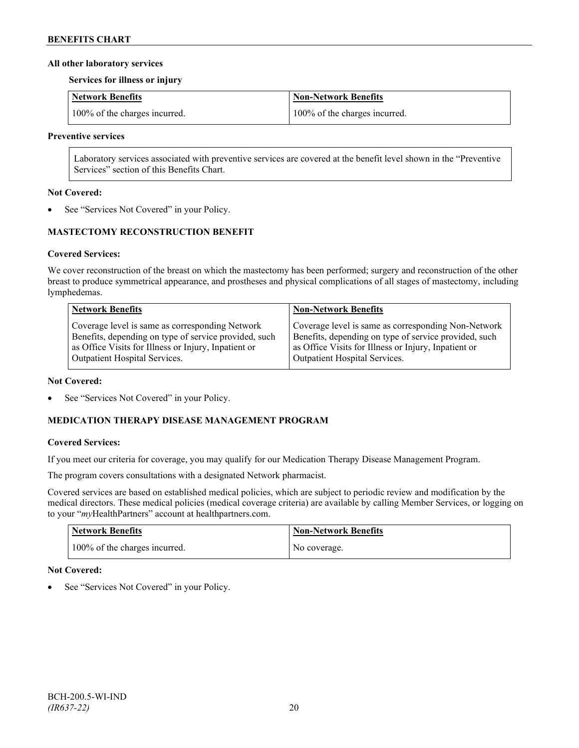**All other laboratory services**

**Services for illness or injury**

| Network Benefits | Non-Network Benefits |
| --- | --- |
| 100% of the charges incurred. | 100% of the charges incurred. |

**Preventive services**

Laboratory services associated with preventive services are covered at the benefit level shown in the "Preventive Services" section of this Benefits Chart.

**Not Covered:**

- See "Services Not Covered" in your Policy.

## MASTECTOMY RECONSTRUCTION BENEFIT

**Covered Services:**

We cover reconstruction of the breast on which the mastectomy has been performed; surgery and reconstruction of the other breast to produce symmetrical appearance, and prostheses and physical complications of all stages of mastectomy, including lymphedemas.

| Network Benefits | Non-Network Benefits |
| --- | --- |
| Coverage level is same as corresponding Network Benefits, depending on type of service provided, such as Office Visits for Illness or Injury, Inpatient or Outpatient Hospital Services. | Coverage level is same as corresponding Non-Network Benefits, depending on type of service provided, such as Office Visits for Illness or Injury, Inpatient or Outpatient Hospital Services. |

**Not Covered:**

- See "Services Not Covered" in your Policy.

## MEDICATION THERAPY DISEASE MANAGEMENT PROGRAM

**Covered Services:**

If you meet our criteria for coverage, you may qualify for our Medication Therapy Disease Management Program.

The program covers consultations with a designated Network pharmacist.

Covered services are based on established medical policies, which are subject to periodic review and modification by the medical directors. These medical policies (medical coverage criteria) are available by calling Member Services, or logging on to your "*my*HealthPartners" account at healthpartners.com.

| Network Benefits | Non-Network Benefits |
| --- | --- |
| 100% of the charges incurred. | No coverage. |

**Not Covered:**

- See "Services Not Covered" in your Policy.

BCH-200.5-WI-IND
*(IR637-22)*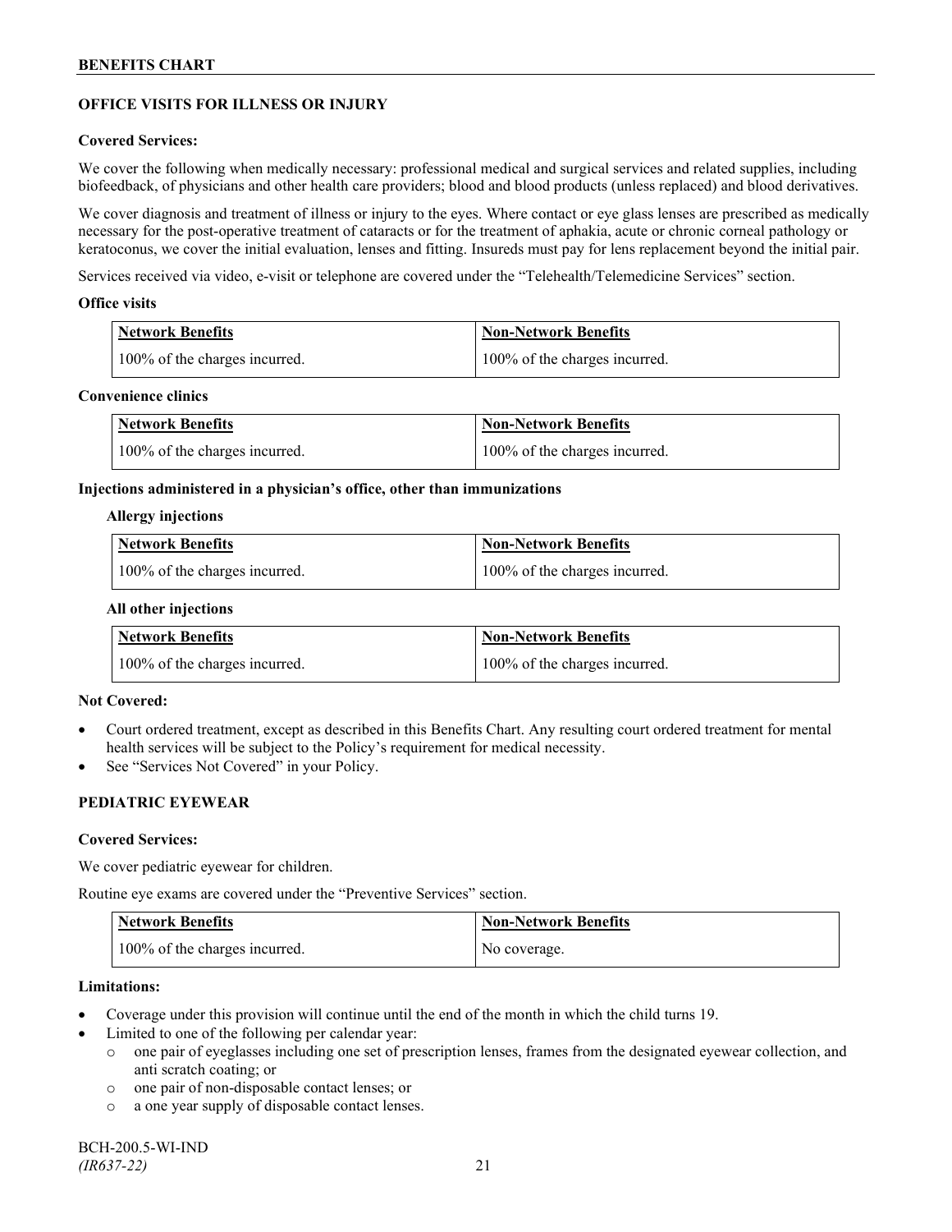## OFFICE VISITS FOR ILLNESS OR INJURY

### Covered Services:

We cover the following when medically necessary: professional medical and surgical services and related supplies, including biofeedback, of physicians and other health care providers; blood and blood products (unless replaced) and blood derivatives.

We cover diagnosis and treatment of illness or injury to the eyes. Where contact or eye glass lenses are prescribed as medically necessary for the post-operative treatment of cataracts or for the treatment of aphakia, acute or chronic corneal pathology or keratoconus, we cover the initial evaluation, lenses and fitting. Insureds must pay for lens replacement beyond the initial pair.

Services received via video, e-visit or telephone are covered under the "Telehealth/Telemedicine Services" section.

#### Office visits

| Network Benefits | Non-Network Benefits |
|---|---|
| 100% of the charges incurred. | 100% of the charges incurred. |

#### Convenience clinics

| Network Benefits | Non-Network Benefits |
|---|---|
| 100% of the charges incurred. | 100% of the charges incurred. |

#### Injections administered in a physician's office, other than immunizations

**Allergy injections**

| Network Benefits | Non-Network Benefits |
|---|---|
| 100% of the charges incurred. | 100% of the charges incurred. |

**All other injections**

| Network Benefits | Non-Network Benefits |
|---|---|
| 100% of the charges incurred. | 100% of the charges incurred. |

### Not Covered:

- Court ordered treatment, except as described in this Benefits Chart. Any resulting court ordered treatment for mental health services will be subject to the Policy's requirement for medical necessity.
- See "Services Not Covered" in your Policy.

## PEDIATRIC EYEWEAR

### Covered Services:

We cover pediatric eyewear for children.

Routine eye exams are covered under the "Preventive Services" section.

| Network Benefits | Non-Network Benefits |
|---|---|
| 100% of the charges incurred. | No coverage. |

### Limitations:

- Coverage under this provision will continue until the end of the month in which the child turns 19.
- Limited to one of the following per calendar year:
  - one pair of eyeglasses including one set of prescription lenses, frames from the designated eyewear collection, and anti scratch coating; or
  - one pair of non-disposable contact lenses; or
  - a one year supply of disposable contact lenses.

BCH-200.5-WI-IND
*(IR637-22)*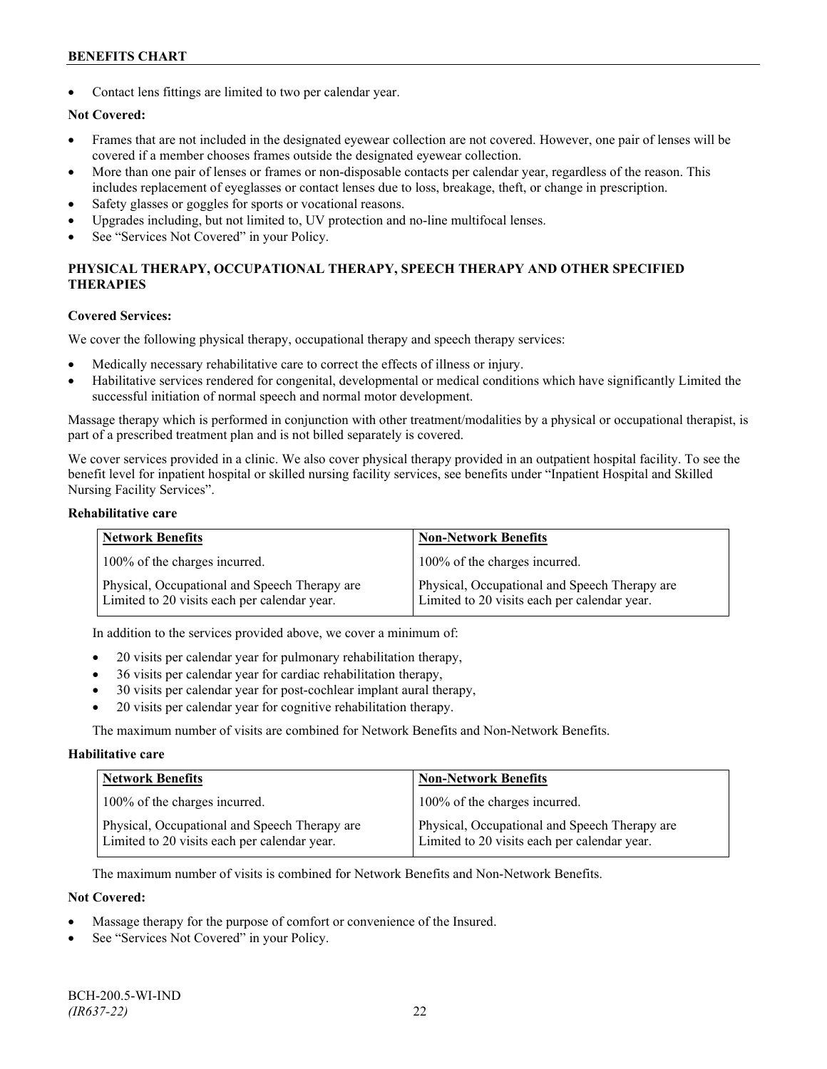- Contact lens fittings are limited to two per calendar year.

**Not Covered:**

- Frames that are not included in the designated eyewear collection are not covered. However, one pair of lenses will be covered if a member chooses frames outside the designated eyewear collection.
- More than one pair of lenses or frames or non-disposable contacts per calendar year, regardless of the reason. This includes replacement of eyeglasses or contact lenses due to loss, breakage, theft, or change in prescription.
- Safety glasses or goggles for sports or vocational reasons.
- Upgrades including, but not limited to, UV protection and no-line multifocal lenses.
- See "Services Not Covered" in your Policy.

## PHYSICAL THERAPY, OCCUPATIONAL THERAPY, SPEECH THERAPY AND OTHER SPECIFIED THERAPIES

**Covered Services:**

We cover the following physical therapy, occupational therapy and speech therapy services:

- Medically necessary rehabilitative care to correct the effects of illness or injury.
- Habilitative services rendered for congenital, developmental or medical conditions which have significantly Limited the successful initiation of normal speech and normal motor development.

Massage therapy which is performed in conjunction with other treatment/modalities by a physical or occupational therapist, is part of a prescribed treatment plan and is not billed separately is covered.

We cover services provided in a clinic. We also cover physical therapy provided in an outpatient hospital facility. To see the benefit level for inpatient hospital or skilled nursing facility services, see benefits under "Inpatient Hospital and Skilled Nursing Facility Services".

**Rehabilitative care**

| Network Benefits | Non-Network Benefits |
|---|---|
| 100% of the charges incurred. | 100% of the charges incurred. |
| Physical, Occupational and Speech Therapy are Limited to 20 visits each per calendar year. | Physical, Occupational and Speech Therapy are Limited to 20 visits each per calendar year. |

In addition to the services provided above, we cover a minimum of:

- 20 visits per calendar year for pulmonary rehabilitation therapy,
- 36 visits per calendar year for cardiac rehabilitation therapy,
- 30 visits per calendar year for post-cochlear implant aural therapy,
- 20 visits per calendar year for cognitive rehabilitation therapy.

The maximum number of visits are combined for Network Benefits and Non-Network Benefits.

**Habilitative care**

| Network Benefits | Non-Network Benefits |
|---|---|
| 100% of the charges incurred. | 100% of the charges incurred. |
| Physical, Occupational and Speech Therapy are Limited to 20 visits each per calendar year. | Physical, Occupational and Speech Therapy are Limited to 20 visits each per calendar year. |

The maximum number of visits is combined for Network Benefits and Non-Network Benefits.

**Not Covered:**

- Massage therapy for the purpose of comfort or convenience of the Insured.
- See "Services Not Covered" in your Policy.

BCH-200.5-WI-IND
*(IR637-22)*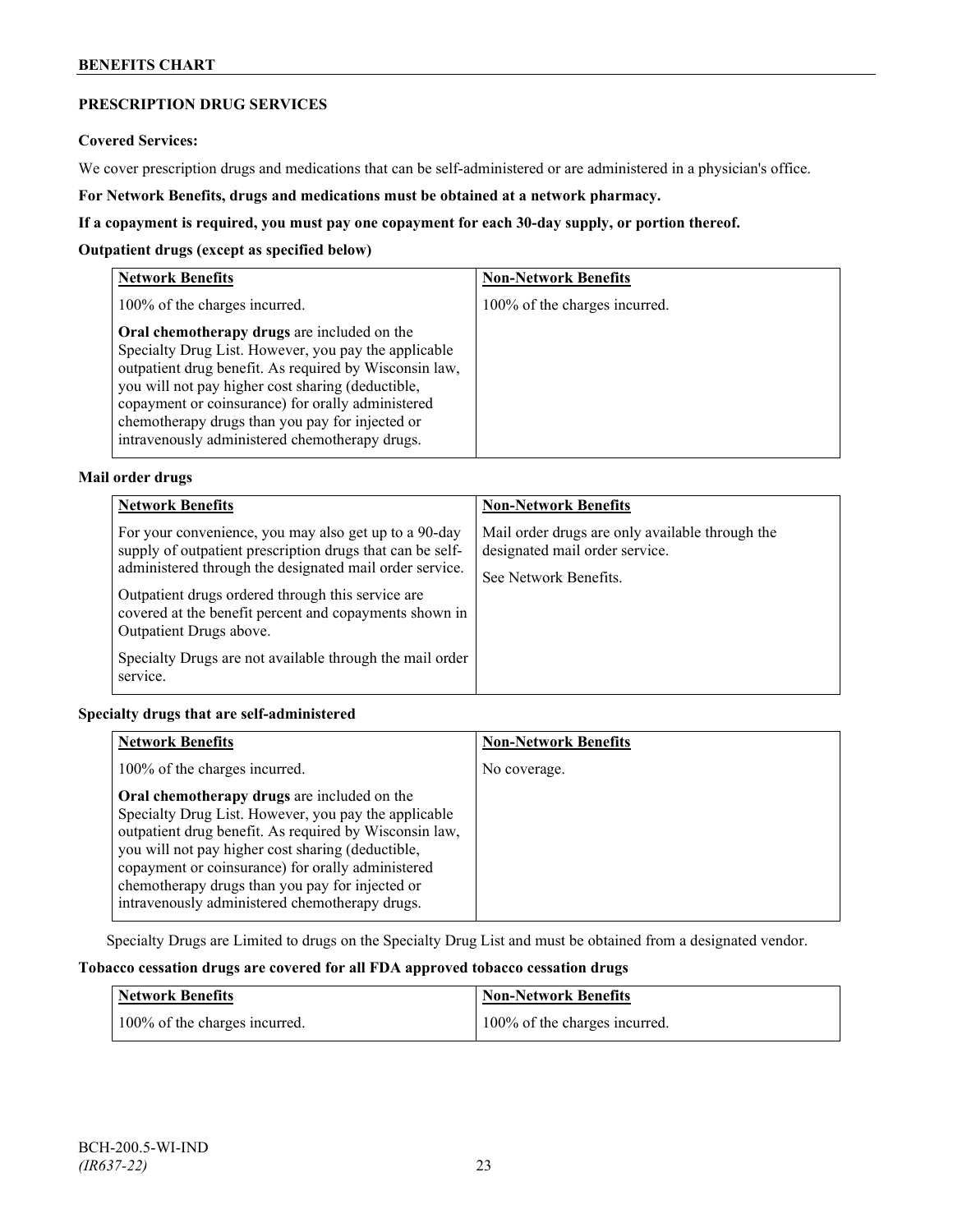## PRESCRIPTION DRUG SERVICES

**Covered Services:**

We cover prescription drugs and medications that can be self-administered or are administered in a physician's office.

**For Network Benefits, drugs and medications must be obtained at a network pharmacy.**

**If a copayment is required, you must pay one copayment for each 30-day supply, or portion thereof.**

**Outpatient drugs (except as specified below)**

| Network Benefits | Non-Network Benefits |
| --- | --- |
| 100% of the charges incurred.<br><br>**Oral chemotherapy drugs** are included on the Specialty Drug List. However, you pay the applicable outpatient drug benefit. As required by Wisconsin law, you will not pay higher cost sharing (deductible, copayment or coinsurance) for orally administered chemotherapy drugs than you pay for injected or intravenously administered chemotherapy drugs. | 100% of the charges incurred. |

**Mail order drugs**

| Network Benefits | Non-Network Benefits |
| --- | --- |
| For your convenience, you may also get up to a 90-day supply of outpatient prescription drugs that can be self-administered through the designated mail order service.<br><br>Outpatient drugs ordered through this service are covered at the benefit percent and copayments shown in Outpatient Drugs above.<br><br>Specialty Drugs are not available through the mail order service. | Mail order drugs are only available through the designated mail order service.<br><br>See Network Benefits. |

**Specialty drugs that are self-administered**

| Network Benefits | Non-Network Benefits |
| --- | --- |
| 100% of the charges incurred.<br><br>**Oral chemotherapy drugs** are included on the Specialty Drug List. However, you pay the applicable outpatient drug benefit. As required by Wisconsin law, you will not pay higher cost sharing (deductible, copayment or coinsurance) for orally administered chemotherapy drugs than you pay for injected or intravenously administered chemotherapy drugs. | No coverage. |

Specialty Drugs are Limited to drugs on the Specialty Drug List and must be obtained from a designated vendor.

**Tobacco cessation drugs are covered for all FDA approved tobacco cessation drugs**

| Network Benefits | Non-Network Benefits |
| --- | --- |
| 100% of the charges incurred. | 100% of the charges incurred. |

BCH-200.5-WI-IND
*(IR637-22)*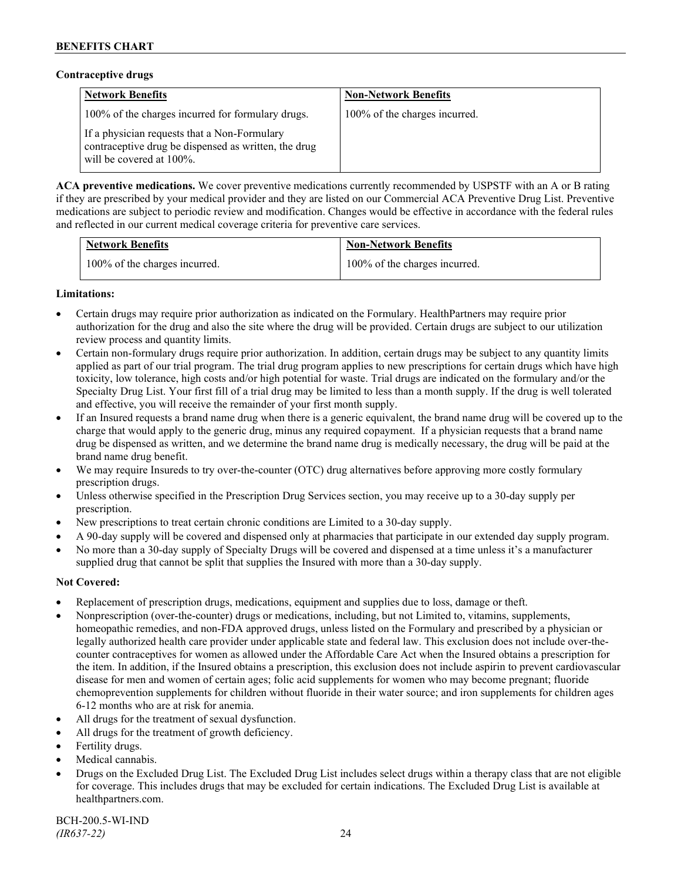**Contraceptive drugs**

| Network Benefits | Non-Network Benefits |
| --- | --- |
| 100% of the charges incurred for formulary drugs.<br><br>If a physician requests that a Non-Formulary contraceptive drug be dispensed as written, the drug will be covered at 100%. | 100% of the charges incurred. |

**ACA preventive medications.** We cover preventive medications currently recommended by USPSTF with an A or B rating if they are prescribed by your medical provider and they are listed on our Commercial ACA Preventive Drug List. Preventive medications are subject to periodic review and modification. Changes would be effective in accordance with the federal rules and reflected in our current medical coverage criteria for preventive care services.

| Network Benefits | Non-Network Benefits |
| --- | --- |
| 100% of the charges incurred. | 100% of the charges incurred. |

**Limitations:**

- Certain drugs may require prior authorization as indicated on the Formulary. HealthPartners may require prior authorization for the drug and also the site where the drug will be provided. Certain drugs are subject to our utilization review process and quantity limits.
- Certain non-formulary drugs require prior authorization. In addition, certain drugs may be subject to any quantity limits applied as part of our trial program. The trial drug program applies to new prescriptions for certain drugs which have high toxicity, low tolerance, high costs and/or high potential for waste. Trial drugs are indicated on the formulary and/or the Specialty Drug List. Your first fill of a trial drug may be limited to less than a month supply. If the drug is well tolerated and effective, you will receive the remainder of your first month supply.
- If an Insured requests a brand name drug when there is a generic equivalent, the brand name drug will be covered up to the charge that would apply to the generic drug, minus any required copayment. If a physician requests that a brand name drug be dispensed as written, and we determine the brand name drug is medically necessary, the drug will be paid at the brand name drug benefit.
- We may require Insureds to try over-the-counter (OTC) drug alternatives before approving more costly formulary prescription drugs.
- Unless otherwise specified in the Prescription Drug Services section, you may receive up to a 30-day supply per prescription.
- New prescriptions to treat certain chronic conditions are Limited to a 30-day supply.
- A 90-day supply will be covered and dispensed only at pharmacies that participate in our extended day supply program.
- No more than a 30-day supply of Specialty Drugs will be covered and dispensed at a time unless it's a manufacturer supplied drug that cannot be split that supplies the Insured with more than a 30-day supply.

**Not Covered:**

- Replacement of prescription drugs, medications, equipment and supplies due to loss, damage or theft.
- Nonprescription (over-the-counter) drugs or medications, including, but not Limited to, vitamins, supplements, homeopathic remedies, and non-FDA approved drugs, unless listed on the Formulary and prescribed by a physician or legally authorized health care provider under applicable state and federal law. This exclusion does not include over-the-counter contraceptives for women as allowed under the Affordable Care Act when the Insured obtains a prescription for the item. In addition, if the Insured obtains a prescription, this exclusion does not include aspirin to prevent cardiovascular disease for men and women of certain ages; folic acid supplements for women who may become pregnant; fluoride chemoprevention supplements for children without fluoride in their water source; and iron supplements for children ages 6-12 months who are at risk for anemia.
- All drugs for the treatment of sexual dysfunction.
- All drugs for the treatment of growth deficiency.
- Fertility drugs.
- Medical cannabis.
- Drugs on the Excluded Drug List. The Excluded Drug List includes select drugs within a therapy class that are not eligible for coverage. This includes drugs that may be excluded for certain indications. The Excluded Drug List is available at healthpartners.com.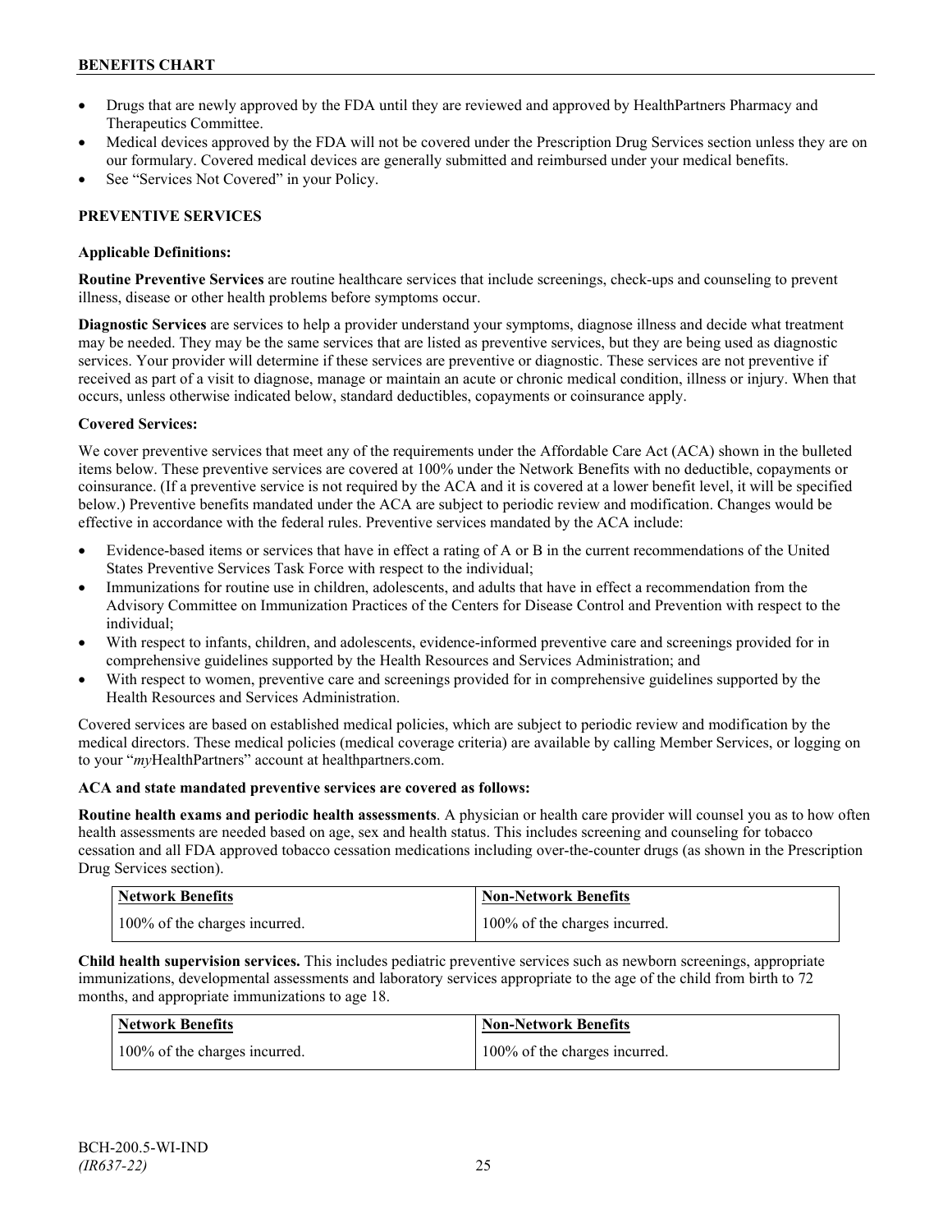- Drugs that are newly approved by the FDA until they are reviewed and approved by HealthPartners Pharmacy and Therapeutics Committee.
- Medical devices approved by the FDA will not be covered under the Prescription Drug Services section unless they are on our formulary. Covered medical devices are generally submitted and reimbursed under your medical benefits.
- See "Services Not Covered" in your Policy.

## PREVENTIVE SERVICES

### Applicable Definitions:

**Routine Preventive Services** are routine healthcare services that include screenings, check-ups and counseling to prevent illness, disease or other health problems before symptoms occur.

**Diagnostic Services** are services to help a provider understand your symptoms, diagnose illness and decide what treatment may be needed. They may be the same services that are listed as preventive services, but they are being used as diagnostic services. Your provider will determine if these services are preventive or diagnostic. These services are not preventive if received as part of a visit to diagnose, manage or maintain an acute or chronic medical condition, illness or injury. When that occurs, unless otherwise indicated below, standard deductibles, copayments or coinsurance apply.

### Covered Services:

We cover preventive services that meet any of the requirements under the Affordable Care Act (ACA) shown in the bulleted items below. These preventive services are covered at 100% under the Network Benefits with no deductible, copayments or coinsurance. (If a preventive service is not required by the ACA and it is covered at a lower benefit level, it will be specified below.) Preventive benefits mandated under the ACA are subject to periodic review and modification. Changes would be effective in accordance with the federal rules. Preventive services mandated by the ACA include:

- Evidence-based items or services that have in effect a rating of A or B in the current recommendations of the United States Preventive Services Task Force with respect to the individual;
- Immunizations for routine use in children, adolescents, and adults that have in effect a recommendation from the Advisory Committee on Immunization Practices of the Centers for Disease Control and Prevention with respect to the individual;
- With respect to infants, children, and adolescents, evidence-informed preventive care and screenings provided for in comprehensive guidelines supported by the Health Resources and Services Administration; and
- With respect to women, preventive care and screenings provided for in comprehensive guidelines supported by the Health Resources and Services Administration.

Covered services are based on established medical policies, which are subject to periodic review and modification by the medical directors. These medical policies (medical coverage criteria) are available by calling Member Services, or logging on to your "*my*HealthPartners" account at healthpartners.com.

**ACA and state mandated preventive services are covered as follows:**

**Routine health exams and periodic health assessments**. A physician or health care provider will counsel you as to how often health assessments are needed based on age, sex and health status. This includes screening and counseling for tobacco cessation and all FDA approved tobacco cessation medications including over-the-counter drugs (as shown in the Prescription Drug Services section).

| Network Benefits | Non-Network Benefits |
| --- | --- |
| 100% of the charges incurred. | 100% of the charges incurred. |

**Child health supervision services.** This includes pediatric preventive services such as newborn screenings, appropriate immunizations, developmental assessments and laboratory services appropriate to the age of the child from birth to 72 months, and appropriate immunizations to age 18.

| Network Benefits | Non-Network Benefits |
| --- | --- |
| 100% of the charges incurred. | 100% of the charges incurred. |

BCH-200.5-WI-IND
*(IR637-22)*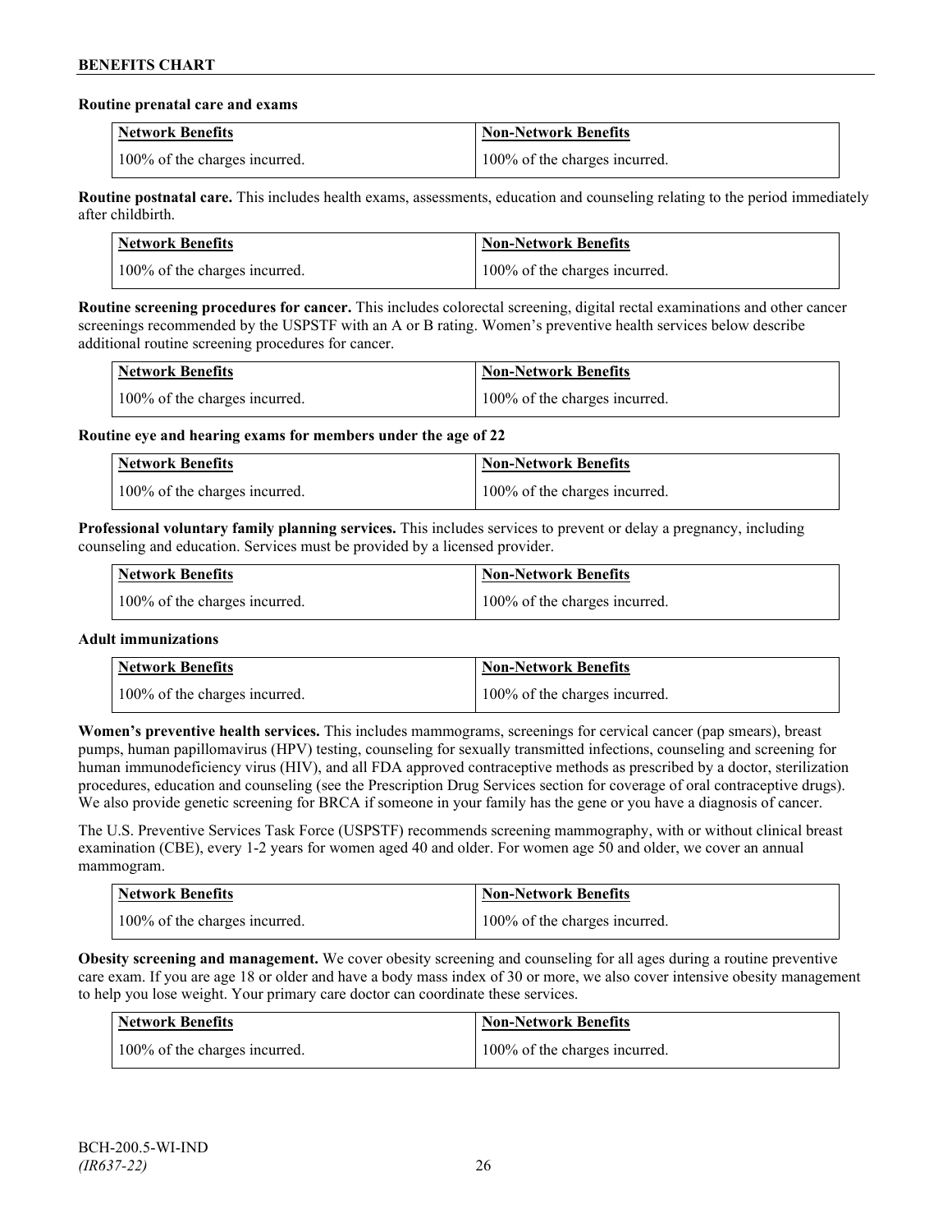**Routine prenatal care and exams**

| Network Benefits | Non-Network Benefits |
|---|---|
| 100% of the charges incurred. | 100% of the charges incurred. |

**Routine postnatal care.** This includes health exams, assessments, education and counseling relating to the period immediately after childbirth.

| Network Benefits | Non-Network Benefits |
|---|---|
| 100% of the charges incurred. | 100% of the charges incurred. |

**Routine screening procedures for cancer.** This includes colorectal screening, digital rectal examinations and other cancer screenings recommended by the USPSTF with an A or B rating. Women's preventive health services below describe additional routine screening procedures for cancer.

| Network Benefits | Non-Network Benefits |
|---|---|
| 100% of the charges incurred. | 100% of the charges incurred. |

**Routine eye and hearing exams for members under the age of 22**

| Network Benefits | Non-Network Benefits |
|---|---|
| 100% of the charges incurred. | 100% of the charges incurred. |

**Professional voluntary family planning services.** This includes services to prevent or delay a pregnancy, including counseling and education. Services must be provided by a licensed provider.

| Network Benefits | Non-Network Benefits |
|---|---|
| 100% of the charges incurred. | 100% of the charges incurred. |

**Adult immunizations**

| Network Benefits | Non-Network Benefits |
|---|---|
| 100% of the charges incurred. | 100% of the charges incurred. |

**Women's preventive health services.** This includes mammograms, screenings for cervical cancer (pap smears), breast pumps, human papillomavirus (HPV) testing, counseling for sexually transmitted infections, counseling and screening for human immunodeficiency virus (HIV), and all FDA approved contraceptive methods as prescribed by a doctor, sterilization procedures, education and counseling (see the Prescription Drug Services section for coverage of oral contraceptive drugs). We also provide genetic screening for BRCA if someone in your family has the gene or you have a diagnosis of cancer.

The U.S. Preventive Services Task Force (USPSTF) recommends screening mammography, with or without clinical breast examination (CBE), every 1-2 years for women aged 40 and older. For women age 50 and older, we cover an annual mammogram.

| Network Benefits | Non-Network Benefits |
|---|---|
| 100% of the charges incurred. | 100% of the charges incurred. |

**Obesity screening and management.** We cover obesity screening and counseling for all ages during a routine preventive care exam. If you are age 18 or older and have a body mass index of 30 or more, we also cover intensive obesity management to help you lose weight. Your primary care doctor can coordinate these services.

| Network Benefits | Non-Network Benefits |
|---|---|
| 100% of the charges incurred. | 100% of the charges incurred. |

BCH-200.5-WI-IND
*(IR637-22)*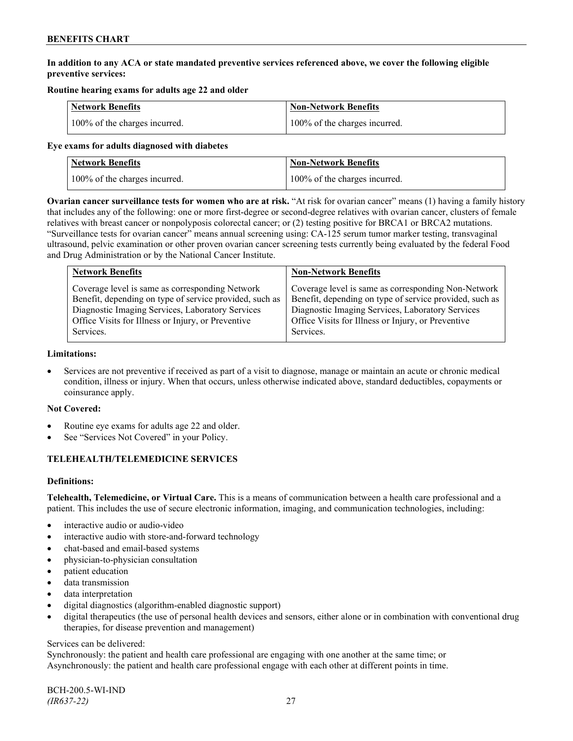**In addition to any ACA or state mandated preventive services referenced above, we cover the following eligible preventive services:**

**Routine hearing exams for adults age 22 and older**

| Network Benefits | Non-Network Benefits |
|---|---|
| 100% of the charges incurred. | 100% of the charges incurred. |

**Eye exams for adults diagnosed with diabetes**

| Network Benefits | Non-Network Benefits |
|---|---|
| 100% of the charges incurred. | 100% of the charges incurred. |

**Ovarian cancer surveillance tests for women who are at risk.** "At risk for ovarian cancer" means (1) having a family history that includes any of the following: one or more first-degree or second-degree relatives with ovarian cancer, clusters of female relatives with breast cancer or nonpolyposis colorectal cancer; or (2) testing positive for BRCA1 or BRCA2 mutations. "Surveillance tests for ovarian cancer" means annual screening using: CA-125 serum tumor marker testing, transvaginal ultrasound, pelvic examination or other proven ovarian cancer screening tests currently being evaluated by the federal Food and Drug Administration or by the National Cancer Institute.

| Network Benefits | Non-Network Benefits |
|---|---|
| Coverage level is same as corresponding Network Benefit, depending on type of service provided, such as Diagnostic Imaging Services, Laboratory Services Office Visits for Illness or Injury, or Preventive Services. | Coverage level is same as corresponding Non-Network Benefit, depending on type of service provided, such as Diagnostic Imaging Services, Laboratory Services Office Visits for Illness or Injury, or Preventive Services. |

**Limitations:**

- Services are not preventive if received as part of a visit to diagnose, manage or maintain an acute or chronic medical condition, illness or injury. When that occurs, unless otherwise indicated above, standard deductibles, copayments or coinsurance apply.

**Not Covered:**

- Routine eye exams for adults age 22 and older.
- See "Services Not Covered" in your Policy.

## TELEHEALTH/TELEMEDICINE SERVICES

**Definitions:**

**Telehealth, Telemedicine, or Virtual Care.** This is a means of communication between a health care professional and a patient. This includes the use of secure electronic information, imaging, and communication technologies, including:

- interactive audio or audio-video
- interactive audio with store-and-forward technology
- chat-based and email-based systems
- physician-to-physician consultation
- patient education
- data transmission
- data interpretation
- digital diagnostics (algorithm-enabled diagnostic support)
- digital therapeutics (the use of personal health devices and sensors, either alone or in combination with conventional drug therapies, for disease prevention and management)

Services can be delivered:
Synchronously: the patient and health care professional are engaging with one another at the same time; or
Asynchronously: the patient and health care professional engage with each other at different points in time.

BCH-200.5-WI-IND
*(IR637-22)*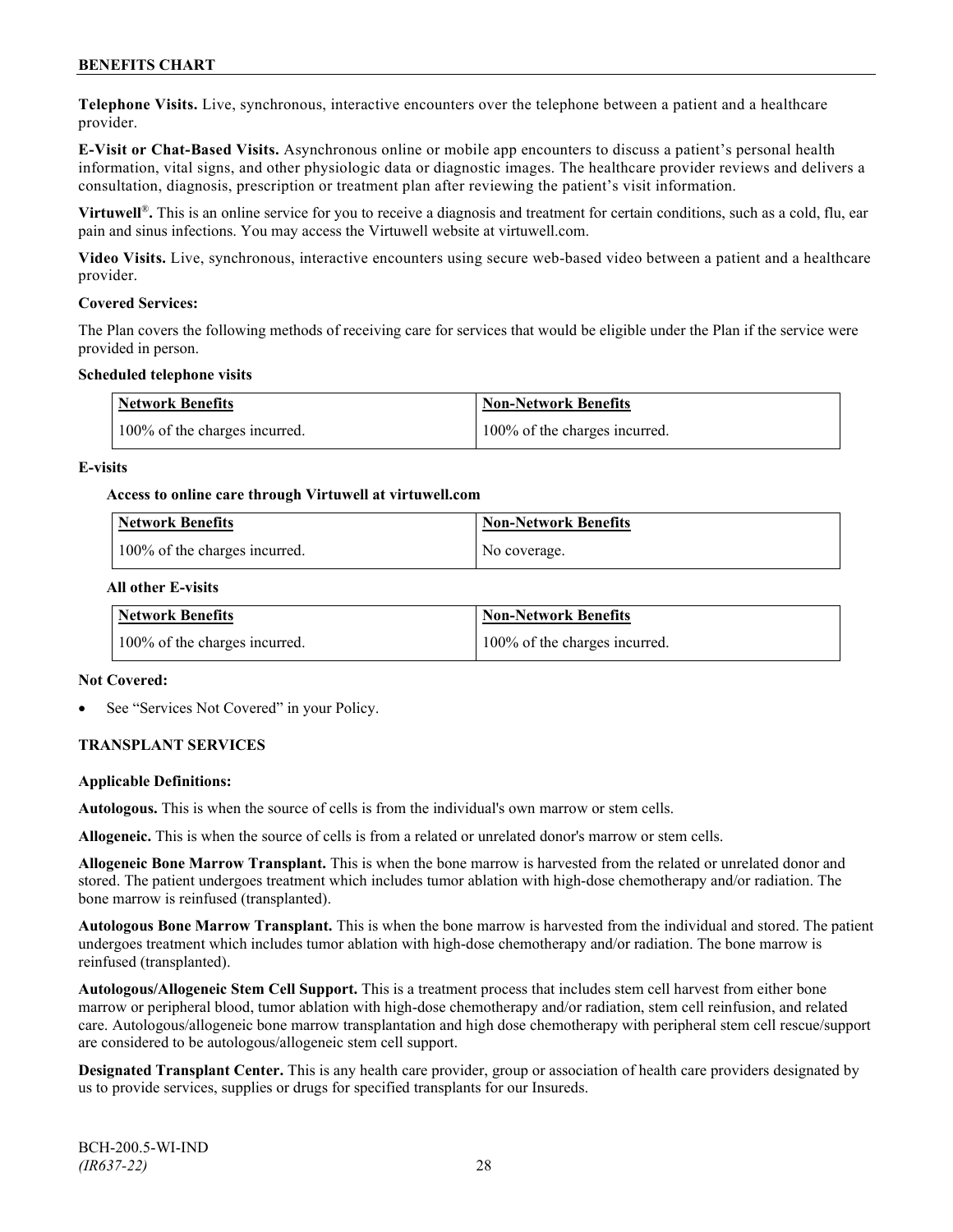**Telephone Visits.** Live, synchronous, interactive encounters over the telephone between a patient and a healthcare provider.

**E-Visit or Chat-Based Visits.** Asynchronous online or mobile app encounters to discuss a patient's personal health information, vital signs, and other physiologic data or diagnostic images. The healthcare provider reviews and delivers a consultation, diagnosis, prescription or treatment plan after reviewing the patient's visit information.

**Virtuwell®.** This is an online service for you to receive a diagnosis and treatment for certain conditions, such as a cold, flu, ear pain and sinus infections. You may access the Virtuwell website at virtuwell.com.

**Video Visits.** Live, synchronous, interactive encounters using secure web-based video between a patient and a healthcare provider.

**Covered Services:**

The Plan covers the following methods of receiving care for services that would be eligible under the Plan if the service were provided in person.

**Scheduled telephone visits**

| Network Benefits | Non-Network Benefits |
|---|---|
| 100% of the charges incurred. | 100% of the charges incurred. |

**E-visits**

**Access to online care through Virtuwell at virtuwell.com**

| Network Benefits | Non-Network Benefits |
|---|---|
| 100% of the charges incurred. | No coverage. |

**All other E-visits**

| Network Benefits | Non-Network Benefits |
|---|---|
| 100% of the charges incurred. | 100% of the charges incurred. |

**Not Covered:**

- See "Services Not Covered" in your Policy.

**TRANSPLANT SERVICES**

**Applicable Definitions:**

**Autologous.** This is when the source of cells is from the individual's own marrow or stem cells.

**Allogeneic.** This is when the source of cells is from a related or unrelated donor's marrow or stem cells.

**Allogeneic Bone Marrow Transplant.** This is when the bone marrow is harvested from the related or unrelated donor and stored. The patient undergoes treatment which includes tumor ablation with high-dose chemotherapy and/or radiation. The bone marrow is reinfused (transplanted).

**Autologous Bone Marrow Transplant.** This is when the bone marrow is harvested from the individual and stored. The patient undergoes treatment which includes tumor ablation with high-dose chemotherapy and/or radiation. The bone marrow is reinfused (transplanted).

**Autologous/Allogeneic Stem Cell Support.** This is a treatment process that includes stem cell harvest from either bone marrow or peripheral blood, tumor ablation with high-dose chemotherapy and/or radiation, stem cell reinfusion, and related care. Autologous/allogeneic bone marrow transplantation and high dose chemotherapy with peripheral stem cell rescue/support are considered to be autologous/allogeneic stem cell support.

**Designated Transplant Center.** This is any health care provider, group or association of health care providers designated by us to provide services, supplies or drugs for specified transplants for our Insureds.

BCH-200.5-WI-IND
*(IR637-22)*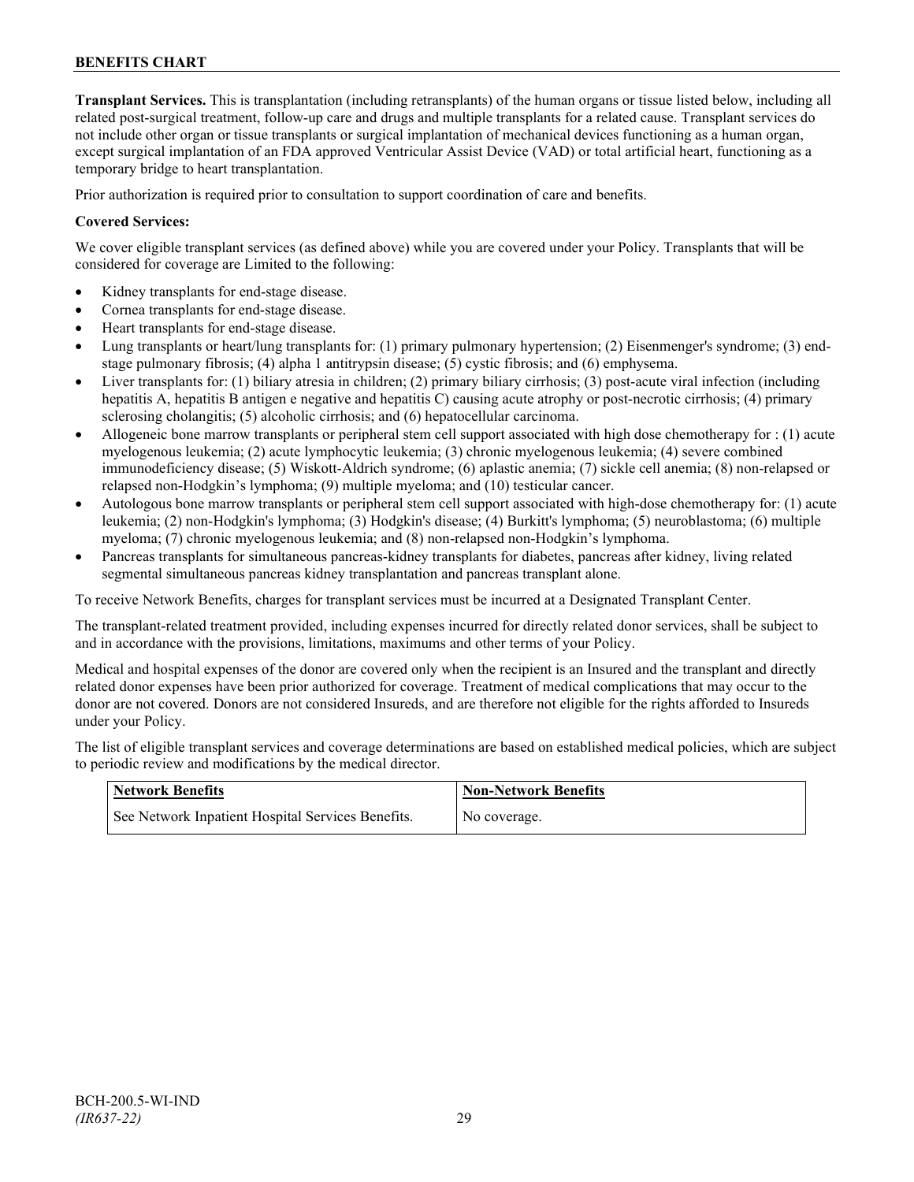**Transplant Services.** This is transplantation (including retransplants) of the human organs or tissue listed below, including all related post-surgical treatment, follow-up care and drugs and multiple transplants for a related cause. Transplant services do not include other organ or tissue transplants or surgical implantation of mechanical devices functioning as a human organ, except surgical implantation of an FDA approved Ventricular Assist Device (VAD) or total artificial heart, functioning as a temporary bridge to heart transplantation.

Prior authorization is required prior to consultation to support coordination of care and benefits.

**Covered Services:**

We cover eligible transplant services (as defined above) while you are covered under your Policy. Transplants that will be considered for coverage are Limited to the following:

- Kidney transplants for end-stage disease.
- Cornea transplants for end-stage disease.
- Heart transplants for end-stage disease.
- Lung transplants or heart/lung transplants for: (1) primary pulmonary hypertension; (2) Eisenmenger's syndrome; (3) end-stage pulmonary fibrosis; (4) alpha 1 antitrypsin disease; (5) cystic fibrosis; and (6) emphysema.
- Liver transplants for: (1) biliary atresia in children; (2) primary biliary cirrhosis; (3) post-acute viral infection (including hepatitis A, hepatitis B antigen e negative and hepatitis C) causing acute atrophy or post-necrotic cirrhosis; (4) primary sclerosing cholangitis; (5) alcoholic cirrhosis; and (6) hepatocellular carcinoma.
- Allogeneic bone marrow transplants or peripheral stem cell support associated with high dose chemotherapy for : (1) acute myelogenous leukemia; (2) acute lymphocytic leukemia; (3) chronic myelogenous leukemia; (4) severe combined immunodeficiency disease; (5) Wiskott-Aldrich syndrome; (6) aplastic anemia; (7) sickle cell anemia; (8) non-relapsed or relapsed non-Hodgkin's lymphoma; (9) multiple myeloma; and (10) testicular cancer.
- Autologous bone marrow transplants or peripheral stem cell support associated with high-dose chemotherapy for: (1) acute leukemia; (2) non-Hodgkin's lymphoma; (3) Hodgkin's disease; (4) Burkitt's lymphoma; (5) neuroblastoma; (6) multiple myeloma; (7) chronic myelogenous leukemia; and (8) non-relapsed non-Hodgkin's lymphoma.
- Pancreas transplants for simultaneous pancreas-kidney transplants for diabetes, pancreas after kidney, living related segmental simultaneous pancreas kidney transplantation and pancreas transplant alone.

To receive Network Benefits, charges for transplant services must be incurred at a Designated Transplant Center.

The transplant-related treatment provided, including expenses incurred for directly related donor services, shall be subject to and in accordance with the provisions, limitations, maximums and other terms of your Policy.

Medical and hospital expenses of the donor are covered only when the recipient is an Insured and the transplant and directly related donor expenses have been prior authorized for coverage. Treatment of medical complications that may occur to the donor are not covered. Donors are not considered Insureds, and are therefore not eligible for the rights afforded to Insureds under your Policy.

The list of eligible transplant services and coverage determinations are based on established medical policies, which are subject to periodic review and modifications by the medical director.

| Network Benefits | Non-Network Benefits |
| --- | --- |
| See Network Inpatient Hospital Services Benefits. | No coverage. |

BCH-200.5-WI-IND
*(IR637-22)*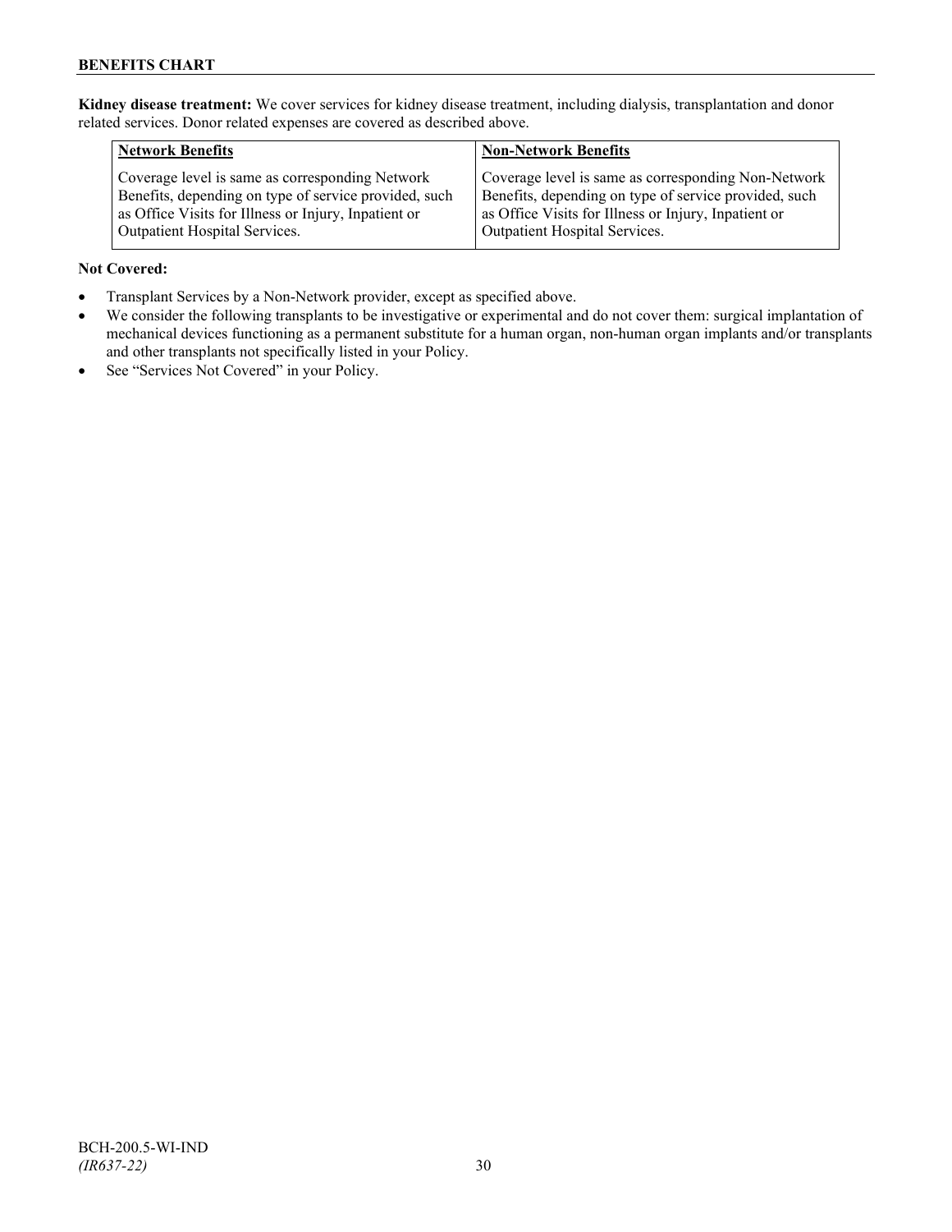**Kidney disease treatment:** We cover services for kidney disease treatment, including dialysis, transplantation and donor related services. Donor related expenses are covered as described above.

| **Network Benefits** | **Non-Network Benefits** |
|---|---|
| Coverage level is same as corresponding Network Benefits, depending on type of service provided, such as Office Visits for Illness or Injury, Inpatient or Outpatient Hospital Services. | Coverage level is same as corresponding Non-Network Benefits, depending on type of service provided, such as Office Visits for Illness or Injury, Inpatient or Outpatient Hospital Services. |

**Not Covered:**

- Transplant Services by a Non-Network provider, except as specified above.
- We consider the following transplants to be investigative or experimental and do not cover them: surgical implantation of mechanical devices functioning as a permanent substitute for a human organ, non-human organ implants and/or transplants and other transplants not specifically listed in your Policy.
- See "Services Not Covered" in your Policy.

BCH-200.5-WI-IND
*(IR637-22)*